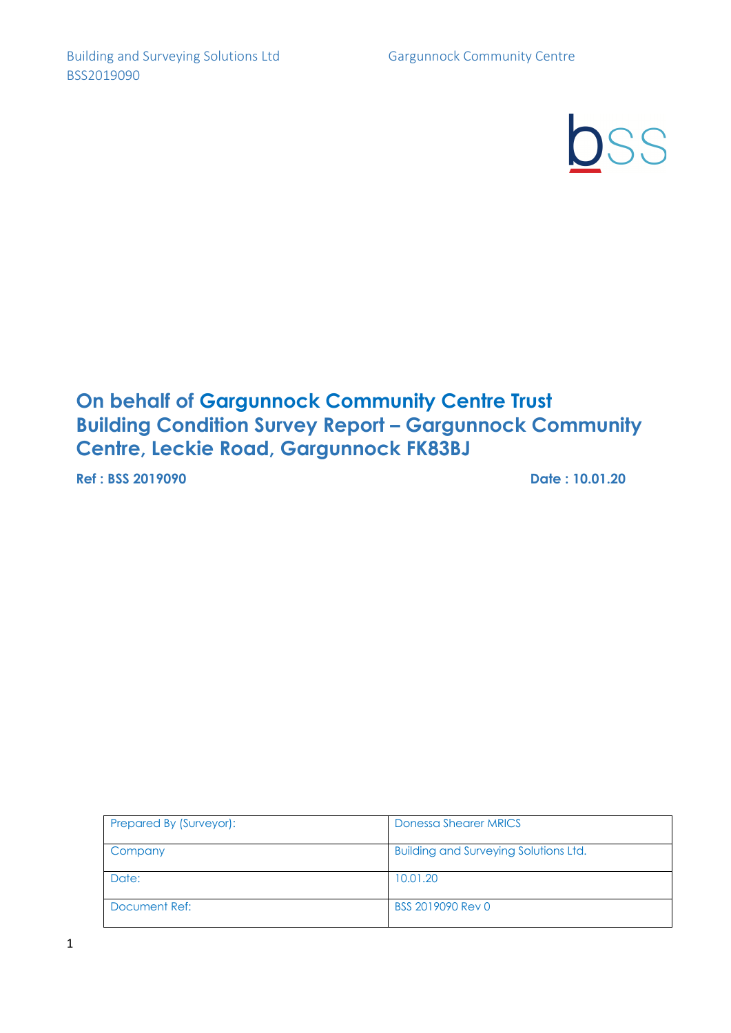# On behalf of Gargunnock Community Centre Trust Building Condition Survey Report – Gargunnock Community Centre, Leckie Road, Gargunnock FK83BJ

**Ref : BSS 2019090** **Date : 10.01.20**

| Prepared By (Surveyor): | Donessa Shearer MRICS |
|---|---|
| Company | Building and Surveying Solutions Ltd. |
| Date: | 10.01.20 |
| Document Ref: | BSS 2019090 Rev 0 |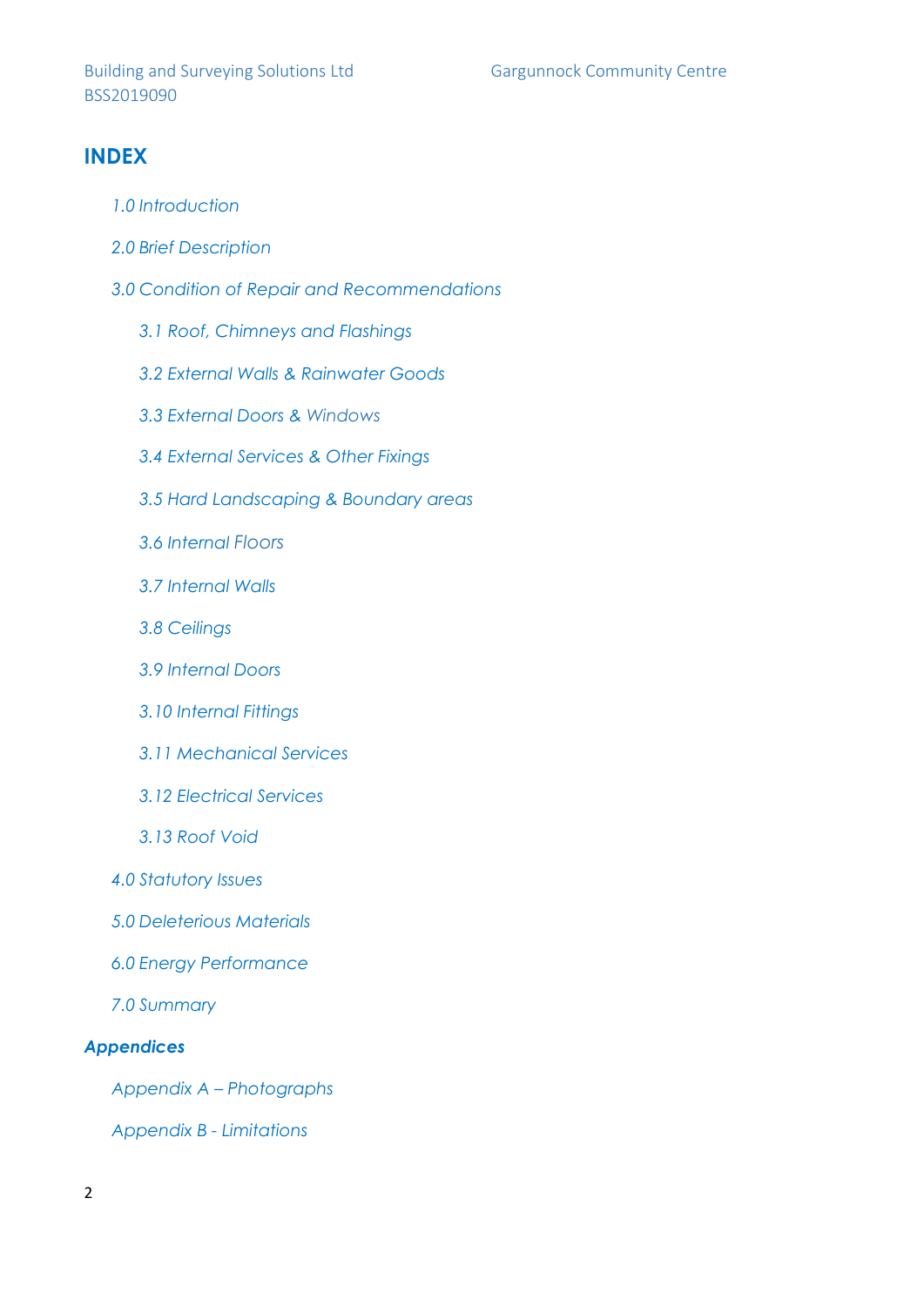# INDEX

*1.0 Introduction*

*2.0 Brief Description*

*3.0 Condition of Repair and Recommendations*

- *3.1 Roof, Chimneys and Flashings*
- *3.2 External Walls & Rainwater Goods*
- *3.3 External Doors & Windows*
- *3.4 External Services & Other Fixings*
- *3.5 Hard Landscaping & Boundary areas*
- *3.6 Internal Floors*
- *3.7 Internal Walls*
- *3.8 Ceilings*
- *3.9 Internal Doors*
- *3.10 Internal Fittings*
- *3.11 Mechanical Services*
- *3.12 Electrical Services*
- *3.13 Roof Void*

*4.0 Statutory Issues*

*5.0 Deleterious Materials*

*6.0 Energy Performance*

*7.0 Summary*

***Appendices***

*Appendix A – Photographs*

*Appendix B - Limitations*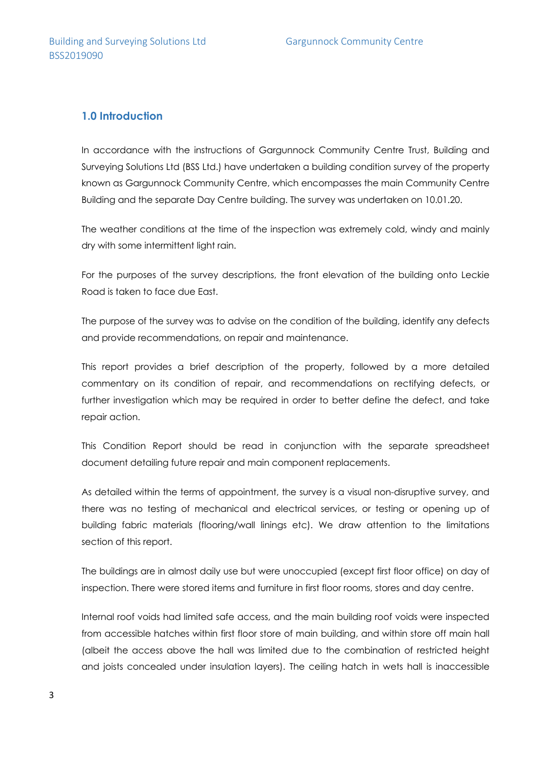## 1.0 Introduction

In accordance with the instructions of Gargunnock Community Centre Trust, Building and Surveying Solutions Ltd (BSS Ltd.) have undertaken a building condition survey of the property known as Gargunnock Community Centre, which encompasses the main Community Centre Building and the separate Day Centre building. The survey was undertaken on 10.01.20.

The weather conditions at the time of the inspection was extremely cold, windy and mainly dry with some intermittent light rain.

For the purposes of the survey descriptions, the front elevation of the building onto Leckie Road is taken to face due East.

The purpose of the survey was to advise on the condition of the building, identify any defects and provide recommendations, on repair and maintenance.

This report provides a brief description of the property, followed by a more detailed commentary on its condition of repair, and recommendations on rectifying defects, or further investigation which may be required in order to better define the defect, and take repair action.

This Condition Report should be read in conjunction with the separate spreadsheet document detailing future repair and main component replacements.

As detailed within the terms of appointment, the survey is a visual non-disruptive survey, and there was no testing of mechanical and electrical services, or testing or opening up of building fabric materials (flooring/wall linings etc). We draw attention to the limitations section of this report.

The buildings are in almost daily use but were unoccupied (except first floor office) on day of inspection. There were stored items and furniture in first floor rooms, stores and day centre.

Internal roof voids had limited safe access, and the main building roof voids were inspected from accessible hatches within first floor store of main building, and within store off main hall (albeit the access above the hall was limited due to the combination of restricted height and joists concealed under insulation layers). The ceiling hatch in wets hall is inaccessible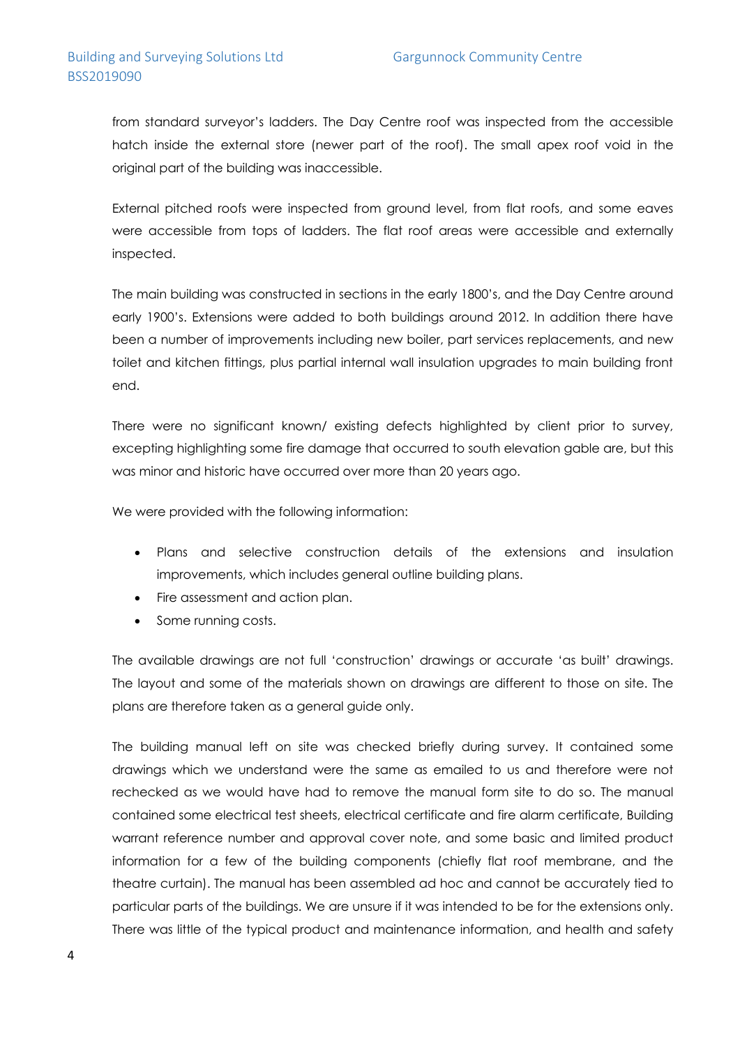from standard surveyor's ladders. The Day Centre roof was inspected from the accessible hatch inside the external store (newer part of the roof). The small apex roof void in the original part of the building was inaccessible.

External pitched roofs were inspected from ground level, from flat roofs, and some eaves were accessible from tops of ladders. The flat roof areas were accessible and externally inspected.

The main building was constructed in sections in the early 1800's, and the Day Centre around early 1900's. Extensions were added to both buildings around 2012. In addition there have been a number of improvements including new boiler, part services replacements, and new toilet and kitchen fittings, plus partial internal wall insulation upgrades to main building front end.

There were no significant known/ existing defects highlighted by client prior to survey, excepting highlighting some fire damage that occurred to south elevation gable are, but this was minor and historic have occurred over more than 20 years ago.

We were provided with the following information:

- Plans and selective construction details of the extensions and insulation improvements, which includes general outline building plans.
- Fire assessment and action plan.
- Some running costs.

The available drawings are not full 'construction' drawings or accurate 'as built' drawings. The layout and some of the materials shown on drawings are different to those on site. The plans are therefore taken as a general guide only.

The building manual left on site was checked briefly during survey. It contained some drawings which we understand were the same as emailed to us and therefore were not rechecked as we would have had to remove the manual form site to do so. The manual contained some electrical test sheets, electrical certificate and fire alarm certificate, Building warrant reference number and approval cover note, and some basic and limited product information for a few of the building components (chiefly flat roof membrane, and the theatre curtain). The manual has been assembled ad hoc and cannot be accurately tied to particular parts of the buildings. We are unsure if it was intended to be for the extensions only. There was little of the typical product and maintenance information, and health and safety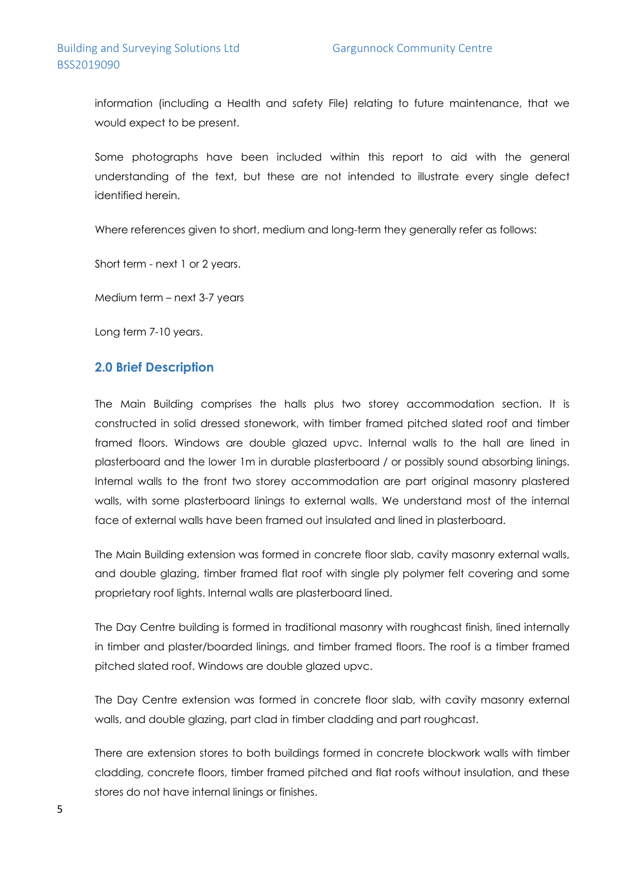information (including a Health and safety File) relating to future maintenance, that we would expect to be present.

Some photographs have been included within this report to aid with the general understanding of the text, but these are not intended to illustrate every single defect identified herein.

Where references given to short, medium and long-term they generally refer as follows:

Short term - next 1 or 2 years.

Medium term – next 3-7 years

Long term 7-10 years.

## 2.0 Brief Description

The Main Building comprises the halls plus two storey accommodation section. It is constructed in solid dressed stonework, with timber framed pitched slated roof and timber framed floors. Windows are double glazed upvc. Internal walls to the hall are lined in plasterboard and the lower 1m in durable plasterboard / or possibly sound absorbing linings. Internal walls to the front two storey accommodation are part original masonry plastered walls, with some plasterboard linings to external walls. We understand most of the internal face of external walls have been framed out insulated and lined in plasterboard.

The Main Building extension was formed in concrete floor slab, cavity masonry external walls, and double glazing, timber framed flat roof with single ply polymer felt covering and some proprietary roof lights. Internal walls are plasterboard lined.

The Day Centre building is formed in traditional masonry with roughcast finish, lined internally in timber and plaster/boarded linings, and timber framed floors. The roof is a timber framed pitched slated roof. Windows are double glazed upvc.

The Day Centre extension was formed in concrete floor slab, with cavity masonry external walls, and double glazing, part clad in timber cladding and part roughcast.

There are extension stores to both buildings formed in concrete blockwork walls with timber cladding, concrete floors, timber framed pitched and flat roofs without insulation, and these stores do not have internal linings or finishes.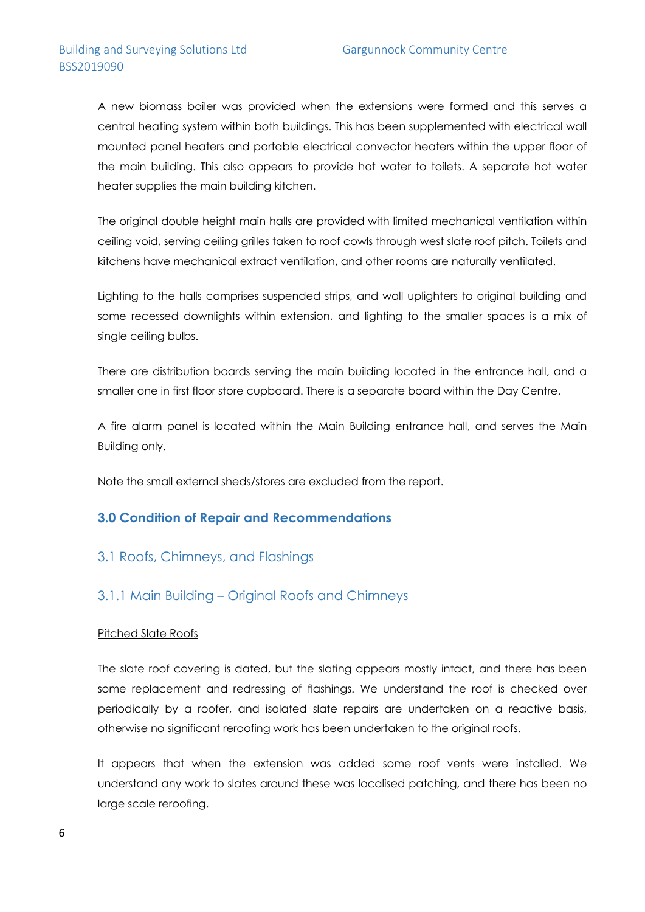A new biomass boiler was provided when the extensions were formed and this serves a central heating system within both buildings. This has been supplemented with electrical wall mounted panel heaters and portable electrical convector heaters within the upper floor of the main building. This also appears to provide hot water to toilets. A separate hot water heater supplies the main building kitchen.

The original double height main halls are provided with limited mechanical ventilation within ceiling void, serving ceiling grilles taken to roof cowls through west slate roof pitch. Toilets and kitchens have mechanical extract ventilation, and other rooms are naturally ventilated.

Lighting to the halls comprises suspended strips, and wall uplighters to original building and some recessed downlights within extension, and lighting to the smaller spaces is a mix of single ceiling bulbs.

There are distribution boards serving the main building located in the entrance hall, and a smaller one in first floor store cupboard. There is a separate board within the Day Centre.

A fire alarm panel is located within the Main Building entrance hall, and serves the Main Building only.

Note the small external sheds/stores are excluded from the report.

## 3.0 Condition of Repair and Recommendations

### 3.1 Roofs, Chimneys, and Flashings

#### 3.1.1 Main Building – Original Roofs and Chimneys

<u>Pitched Slate Roofs</u>

The slate roof covering is dated, but the slating appears mostly intact, and there has been some replacement and redressing of flashings. We understand the roof is checked over periodically by a roofer, and isolated slate repairs are undertaken on a reactive basis, otherwise no significant reroofing work has been undertaken to the original roofs.

It appears that when the extension was added some roof vents were installed. We understand any work to slates around these was localised patching, and there has been no large scale reroofing.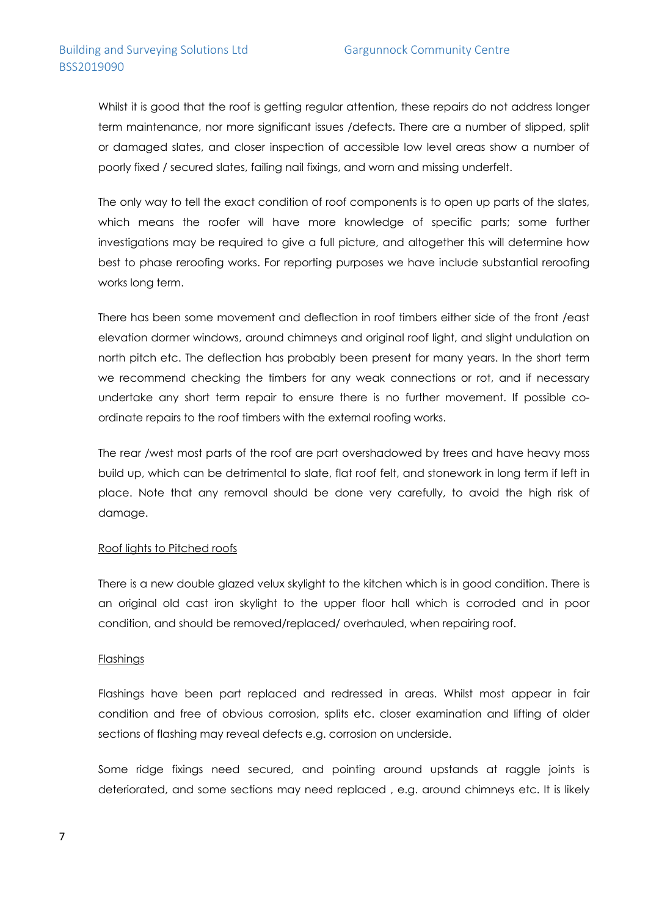Whilst it is good that the roof is getting regular attention, these repairs do not address longer term maintenance, nor more significant issues /defects. There are a number of slipped, split or damaged slates, and closer inspection of accessible low level areas show a number of poorly fixed / secured slates, failing nail fixings, and worn and missing underfelt.

The only way to tell the exact condition of roof components is to open up parts of the slates, which means the roofer will have more knowledge of specific parts; some further investigations may be required to give a full picture, and altogether this will determine how best to phase reroofing works. For reporting purposes we have include substantial reroofing works long term.

There has been some movement and deflection in roof timbers either side of the front /east elevation dormer windows, around chimneys and original roof light, and slight undulation on north pitch etc. The deflection has probably been present for many years. In the short term we recommend checking the timbers for any weak connections or rot, and if necessary undertake any short term repair to ensure there is no further movement. If possible co-ordinate repairs to the roof timbers with the external roofing works.

The rear /west most parts of the roof are part overshadowed by trees and have heavy moss build up, which can be detrimental to slate, flat roof felt, and stonework in long term if left in place. Note that any removal should be done very carefully, to avoid the high risk of damage.

<u>Roof lights to Pitched roofs</u>

There is a new double glazed velux skylight to the kitchen which is in good condition. There is an original old cast iron skylight to the upper floor hall which is corroded and in poor condition, and should be removed/replaced/ overhauled, when repairing roof.

<u>Flashings</u>

Flashings have been part replaced and redressed in areas. Whilst most appear in fair condition and free of obvious corrosion, splits etc. closer examination and lifting of older sections of flashing may reveal defects e.g. corrosion on underside.

Some ridge fixings need secured, and pointing around upstands at raggle joints is deteriorated, and some sections may need replaced , e.g. around chimneys etc. It is likely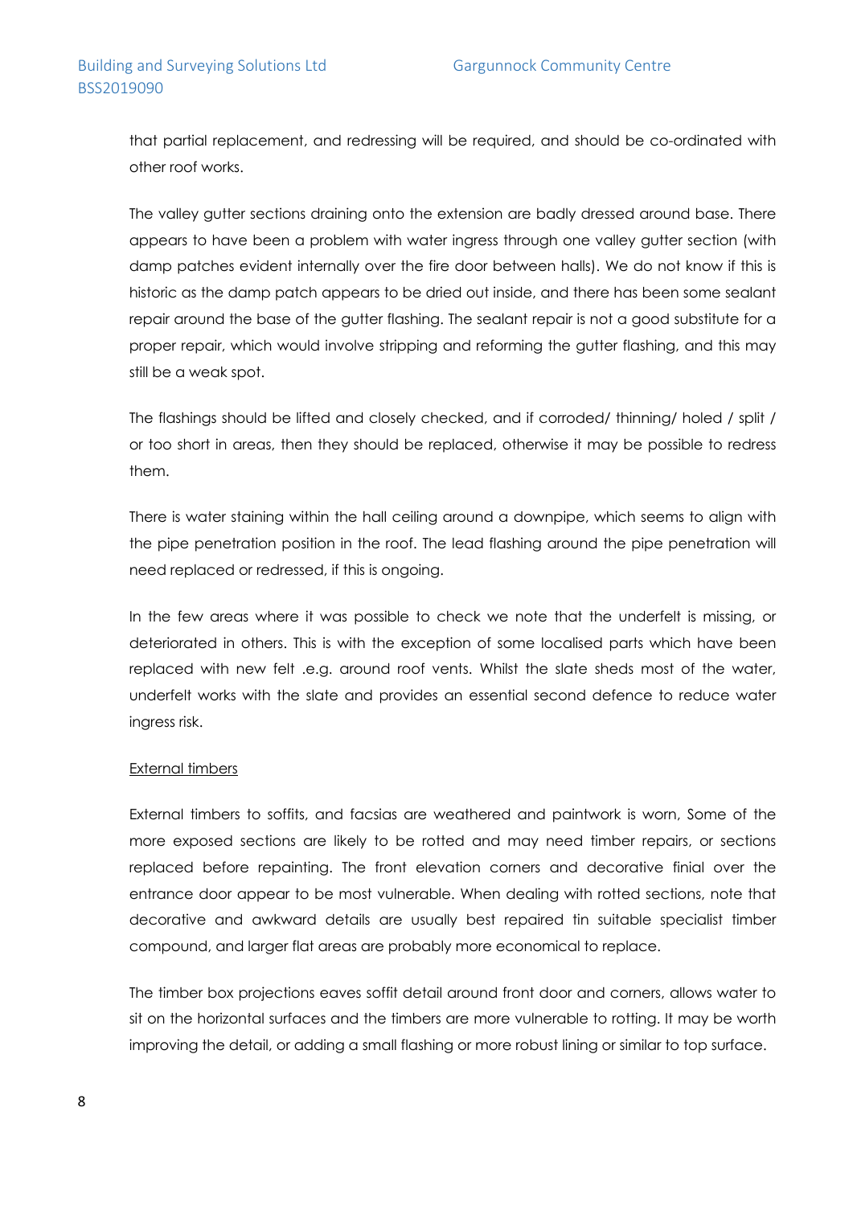that partial replacement, and redressing will be required, and should be co-ordinated with other roof works.

The valley gutter sections draining onto the extension are badly dressed around base. There appears to have been a problem with water ingress through one valley gutter section (with damp patches evident internally over the fire door between halls). We do not know if this is historic as the damp patch appears to be dried out inside, and there has been some sealant repair around the base of the gutter flashing. The sealant repair is not a good substitute for a proper repair, which would involve stripping and reforming the gutter flashing, and this may still be a weak spot.

The flashings should be lifted and closely checked, and if corroded/ thinning/ holed / split / or too short in areas, then they should be replaced, otherwise it may be possible to redress them.

There is water staining within the hall ceiling around a downpipe, which seems to align with the pipe penetration position in the roof. The lead flashing around the pipe penetration will need replaced or redressed, if this is ongoing.

In the few areas where it was possible to check we note that the underfelt is missing, or deteriorated in others. This is with the exception of some localised parts which have been replaced with new felt .e.g. around roof vents. Whilst the slate sheds most of the water, underfelt works with the slate and provides an essential second defence to reduce water ingress risk.

<u>External timbers</u>

External timbers to soffits, and facsias are weathered and paintwork is worn, Some of the more exposed sections are likely to be rotted and may need timber repairs, or sections replaced before repainting. The front elevation corners and decorative finial over the entrance door appear to be most vulnerable. When dealing with rotted sections, note that decorative and awkward details are usually best repaired tin suitable specialist timber compound, and larger flat areas are probably more economical to replace.

The timber box projections eaves soffit detail around front door and corners, allows water to sit on the horizontal surfaces and the timbers are more vulnerable to rotting. It may be worth improving the detail, or adding a small flashing or more robust lining or similar to top surface.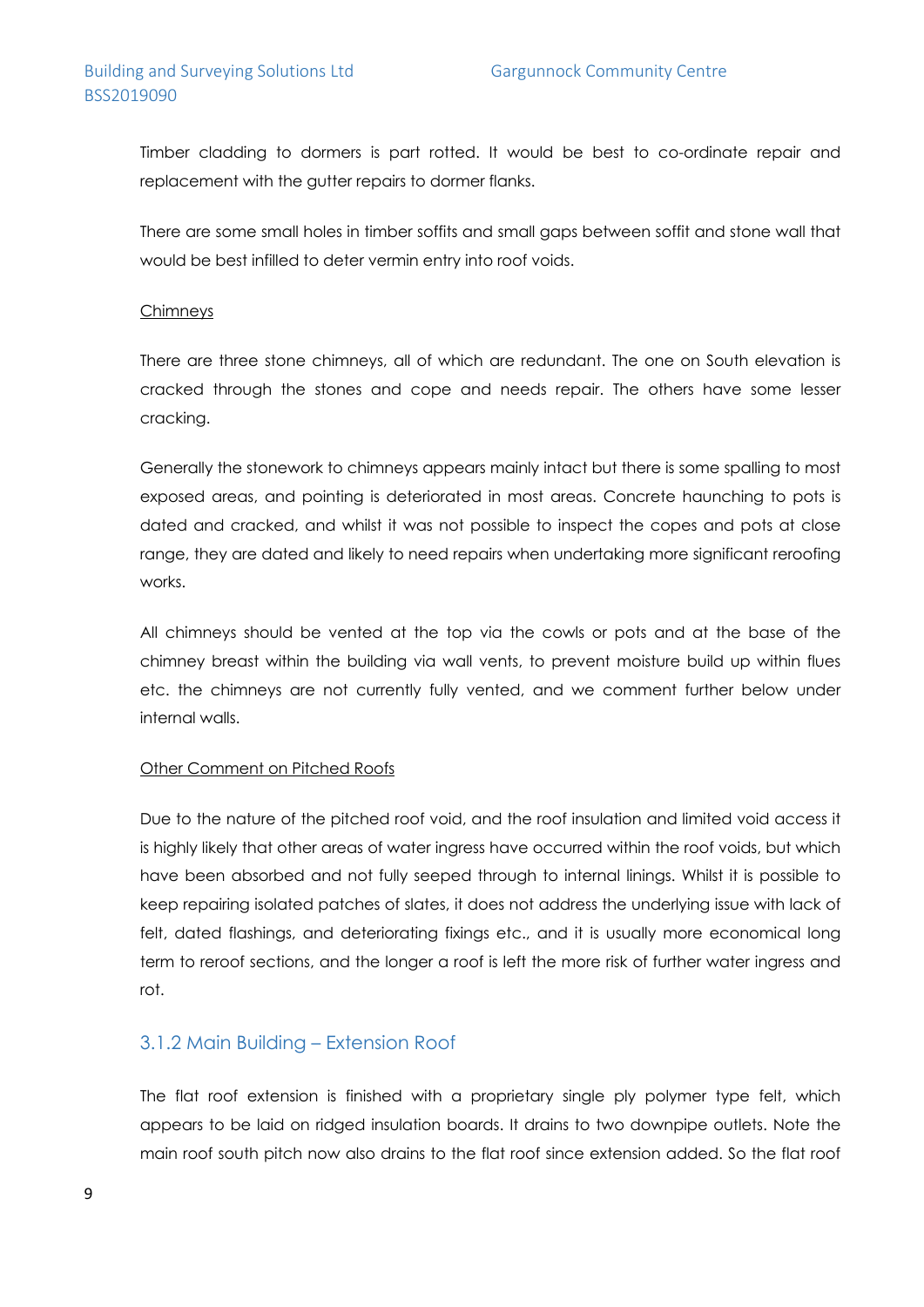Timber cladding to dormers is part rotted. It would be best to co-ordinate repair and replacement with the gutter repairs to dormer flanks.

There are some small holes in timber soffits and small gaps between soffit and stone wall that would be best infilled to deter vermin entry into roof voids.

Chimneys

There are three stone chimneys, all of which are redundant. The one on South elevation is cracked through the stones and cope and needs repair. The others have some lesser cracking.

Generally the stonework to chimneys appears mainly intact but there is some spalling to most exposed areas, and pointing is deteriorated in most areas. Concrete haunching to pots is dated and cracked, and whilst it was not possible to inspect the copes and pots at close range, they are dated and likely to need repairs when undertaking more significant reroofing works.

All chimneys should be vented at the top via the cowls or pots and at the base of the chimney breast within the building via wall vents, to prevent moisture build up within flues etc. the chimneys are not currently fully vented, and we comment further below under internal walls.

Other Comment on Pitched Roofs

Due to the nature of the pitched roof void, and the roof insulation and limited void access it is highly likely that other areas of water ingress have occurred within the roof voids, but which have been absorbed and not fully seeped through to internal linings. Whilst it is possible to keep repairing isolated patches of slates, it does not address the underlying issue with lack of felt, dated flashings, and deteriorating fixings etc., and it is usually more economical long term to reroof sections, and the longer a roof is left the more risk of further water ingress and rot.

### 3.1.2 Main Building – Extension Roof

The flat roof extension is finished with a proprietary single ply polymer type felt, which appears to be laid on ridged insulation boards. It drains to two downpipe outlets. Note the main roof south pitch now also drains to the flat roof since extension added. So the flat roof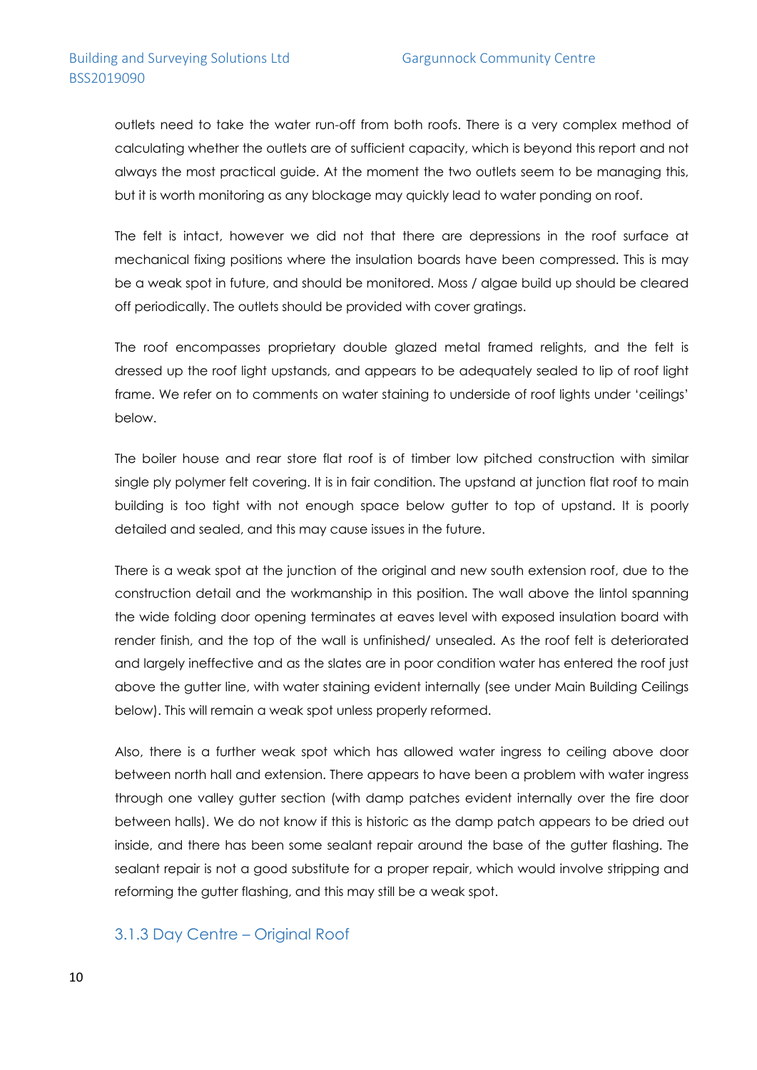outlets need to take the water run-off from both roofs. There is a very complex method of calculating whether the outlets are of sufficient capacity, which is beyond this report and not always the most practical guide. At the moment the two outlets seem to be managing this, but it is worth monitoring as any blockage may quickly lead to water ponding on roof.

The felt is intact, however we did not that there are depressions in the roof surface at mechanical fixing positions where the insulation boards have been compressed. This is may be a weak spot in future, and should be monitored. Moss / algae build up should be cleared off periodically. The outlets should be provided with cover gratings.

The roof encompasses proprietary double glazed metal framed relights, and the felt is dressed up the roof light upstands, and appears to be adequately sealed to lip of roof light frame. We refer on to comments on water staining to underside of roof lights under 'ceilings' below.

The boiler house and rear store flat roof is of timber low pitched construction with similar single ply polymer felt covering. It is in fair condition. The upstand at junction flat roof to main building is too tight with not enough space below gutter to top of upstand. It is poorly detailed and sealed, and this may cause issues in the future.

There is a weak spot at the junction of the original and new south extension roof, due to the construction detail and the workmanship in this position. The wall above the lintol spanning the wide folding door opening terminates at eaves level with exposed insulation board with render finish, and the top of the wall is unfinished/ unsealed. As the roof felt is deteriorated and largely ineffective and as the slates are in poor condition water has entered the roof just above the gutter line, with water staining evident internally (see under Main Building Ceilings below). This will remain a weak spot unless properly reformed.

Also, there is a further weak spot which has allowed water ingress to ceiling above door between north hall and extension. There appears to have been a problem with water ingress through one valley gutter section (with damp patches evident internally over the fire door between halls). We do not know if this is historic as the damp patch appears to be dried out inside, and there has been some sealant repair around the base of the gutter flashing. The sealant repair is not a good substitute for a proper repair, which would involve stripping and reforming the gutter flashing, and this may still be a weak spot.

### 3.1.3 Day Centre – Original Roof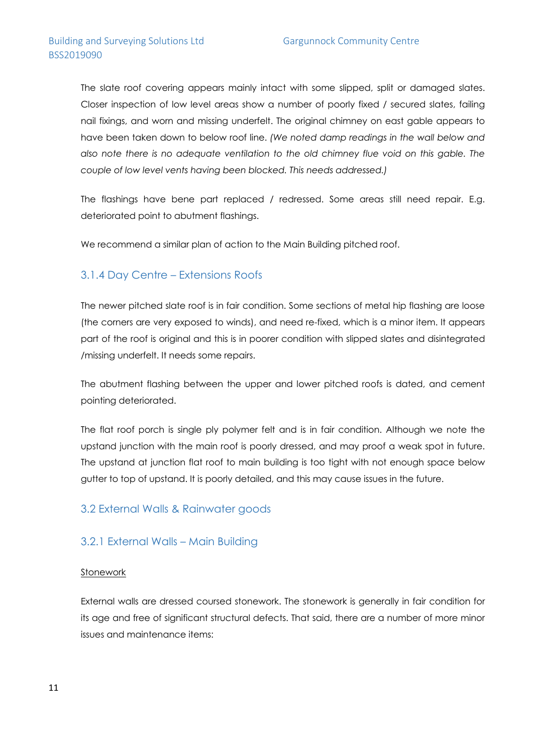The slate roof covering appears mainly intact with some slipped, split or damaged slates. Closer inspection of low level areas show a number of poorly fixed / secured slates, failing nail fixings, and worn and missing underfelt. The original chimney on east gable appears to have been taken down to below roof line. *(We noted damp readings in the wall below and also note there is no adequate ventilation to the old chimney flue void on this gable. The couple of low level vents having been blocked. This needs addressed.)*

The flashings have bene part replaced / redressed. Some areas still need repair. E.g. deteriorated point to abutment flashings.

We recommend a similar plan of action to the Main Building pitched roof.

### 3.1.4 Day Centre – Extensions Roofs

The newer pitched slate roof is in fair condition. Some sections of metal hip flashing are loose (the corners are very exposed to winds), and need re-fixed, which is a minor item. It appears part of the roof is original and this is in poorer condition with slipped slates and disintegrated /missing underfelt. It needs some repairs.

The abutment flashing between the upper and lower pitched roofs is dated, and cement pointing deteriorated.

The flat roof porch is single ply polymer felt and is in fair condition. Although we note the upstand junction with the main roof is poorly dressed, and may proof a weak spot in future. The upstand at junction flat roof to main building is too tight with not enough space below gutter to top of upstand. It is poorly detailed, and this may cause issues in the future.

## 3.2 External Walls & Rainwater goods

### 3.2.1 External Walls – Main Building

<u>Stonework</u>

External walls are dressed coursed stonework. The stonework is generally in fair condition for its age and free of significant structural defects. That said, there are a number of more minor issues and maintenance items: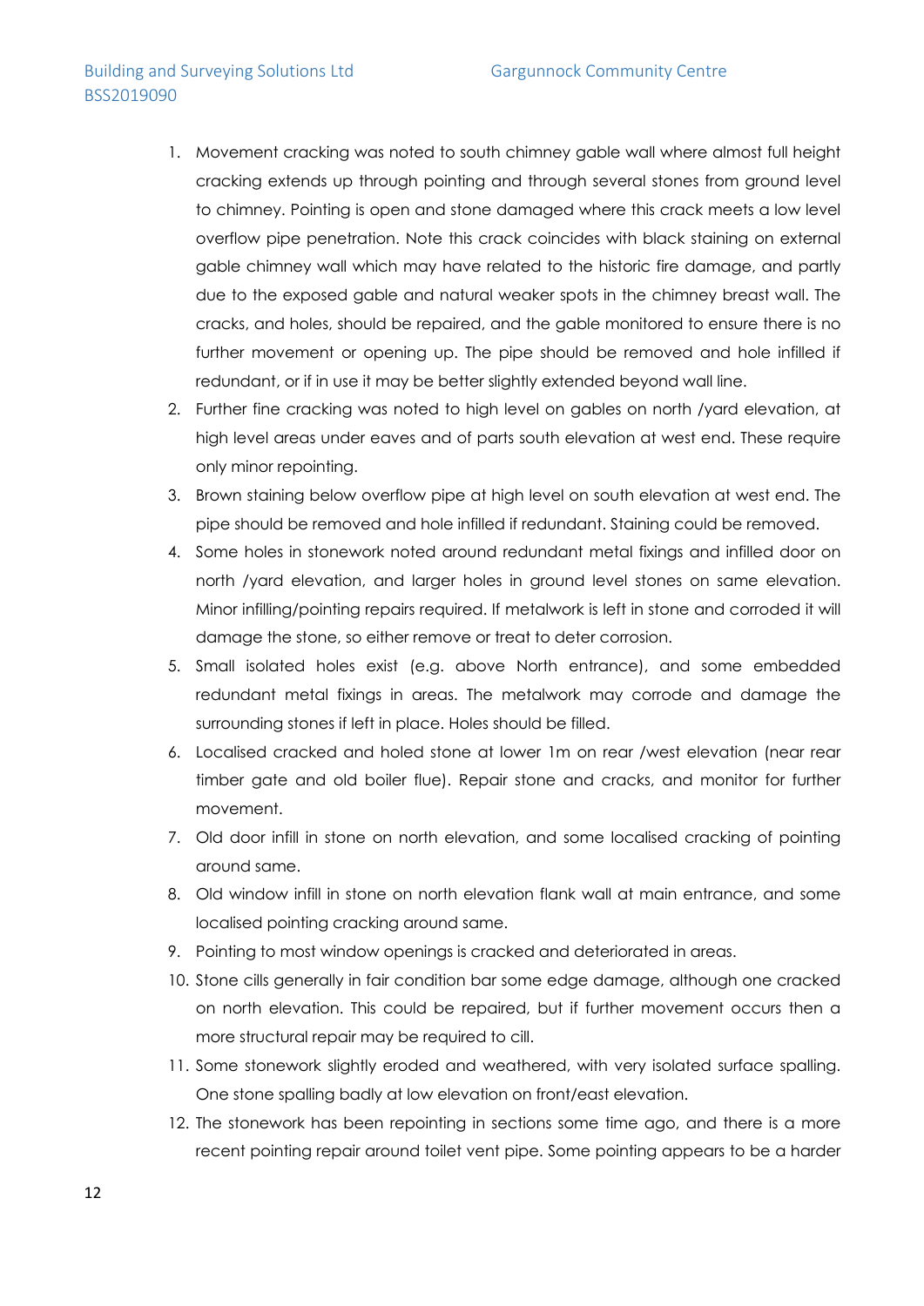1. Movement cracking was noted to south chimney gable wall where almost full height cracking extends up through pointing and through several stones from ground level to chimney. Pointing is open and stone damaged where this crack meets a low level overflow pipe penetration. Note this crack coincides with black staining on external gable chimney wall which may have related to the historic fire damage, and partly due to the exposed gable and natural weaker spots in the chimney breast wall. The cracks, and holes, should be repaired, and the gable monitored to ensure there is no further movement or opening up. The pipe should be removed and hole infilled if redundant, or if in use it may be better slightly extended beyond wall line.
2. Further fine cracking was noted to high level on gables on north /yard elevation, at high level areas under eaves and of parts south elevation at west end. These require only minor repointing.
3. Brown staining below overflow pipe at high level on south elevation at west end. The pipe should be removed and hole infilled if redundant. Staining could be removed.
4. Some holes in stonework noted around redundant metal fixings and infilled door on north /yard elevation, and larger holes in ground level stones on same elevation. Minor infilling/pointing repairs required. If metalwork is left in stone and corroded it will damage the stone, so either remove or treat to deter corrosion.
5. Small isolated holes exist (e.g. above North entrance), and some embedded redundant metal fixings in areas. The metalwork may corrode and damage the surrounding stones if left in place. Holes should be filled.
6. Localised cracked and holed stone at lower 1m on rear /west elevation (near rear timber gate and old boiler flue). Repair stone and cracks, and monitor for further movement.
7. Old door infill in stone on north elevation, and some localised cracking of pointing around same.
8. Old window infill in stone on north elevation flank wall at main entrance, and some localised pointing cracking around same.
9. Pointing to most window openings is cracked and deteriorated in areas.
10. Stone cills generally in fair condition bar some edge damage, although one cracked on north elevation. This could be repaired, but if further movement occurs then a more structural repair may be required to cill.
11. Some stonework slightly eroded and weathered, with very isolated surface spalling. One stone spalling badly at low elevation on front/east elevation.
12. The stonework has been repointing in sections some time ago, and there is a more recent pointing repair around toilet vent pipe. Some pointing appears to be a harder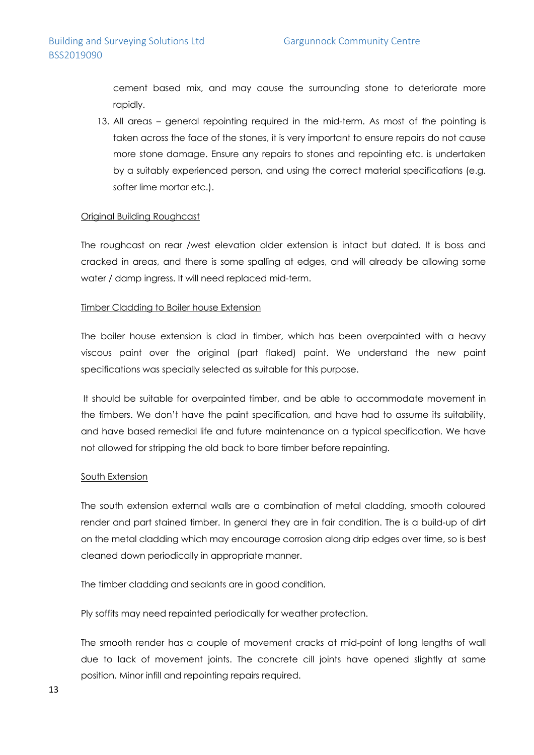cement based mix, and may cause the surrounding stone to deteriorate more rapidly.

13. All areas – general repointing required in the mid-term. As most of the pointing is taken across the face of the stones, it is very important to ensure repairs do not cause more stone damage. Ensure any repairs to stones and repointing etc. is undertaken by a suitably experienced person, and using the correct material specifications (e.g. softer lime mortar etc.).

<u>Original Building Roughcast</u>

The roughcast on rear /west elevation older extension is intact but dated. It is boss and cracked in areas, and there is some spalling at edges, and will already be allowing some water / damp ingress. It will need replaced mid-term.

<u>Timber Cladding to Boiler house Extension</u>

The boiler house extension is clad in timber, which has been overpainted with a heavy viscous paint over the original (part flaked) paint. We understand the new paint specifications was specially selected as suitable for this purpose.

It should be suitable for overpainted timber, and be able to accommodate movement in the timbers. We don't have the paint specification, and have had to assume its suitability, and have based remedial life and future maintenance on a typical specification. We have not allowed for stripping the old back to bare timber before repainting.

<u>South Extension</u>

The south extension external walls are a combination of metal cladding, smooth coloured render and part stained timber. In general they are in fair condition. The is a build-up of dirt on the metal cladding which may encourage corrosion along drip edges over time, so is best cleaned down periodically in appropriate manner.

The timber cladding and sealants are in good condition.

Ply soffits may need repainted periodically for weather protection.

The smooth render has a couple of movement cracks at mid-point of long lengths of wall due to lack of movement joints. The concrete cill joints have opened slightly at same position. Minor infill and repointing repairs required.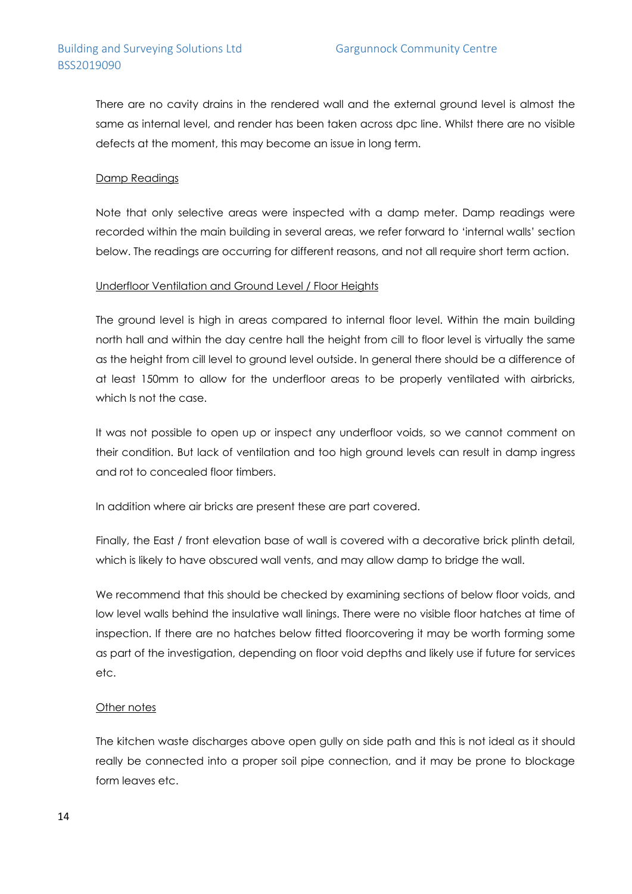There are no cavity drains in the rendered wall and the external ground level is almost the same as internal level, and render has been taken across dpc line. Whilst there are no visible defects at the moment, this may become an issue in long term.

Damp Readings

Note that only selective areas were inspected with a damp meter. Damp readings were recorded within the main building in several areas, we refer forward to 'internal walls' section below. The readings are occurring for different reasons, and not all require short term action.

Underfloor Ventilation and Ground Level / Floor Heights

The ground level is high in areas compared to internal floor level. Within the main building north hall and within the day centre hall the height from cill to floor level is virtually the same as the height from cill level to ground level outside. In general there should be a difference of at least 150mm to allow for the underfloor areas to be properly ventilated with airbricks, which Is not the case.

It was not possible to open up or inspect any underfloor voids, so we cannot comment on their condition. But lack of ventilation and too high ground levels can result in damp ingress and rot to concealed floor timbers.

In addition where air bricks are present these are part covered.

Finally, the East / front elevation base of wall is covered with a decorative brick plinth detail, which is likely to have obscured wall vents, and may allow damp to bridge the wall.

We recommend that this should be checked by examining sections of below floor voids, and low level walls behind the insulative wall linings. There were no visible floor hatches at time of inspection. If there are no hatches below fitted floorcovering it may be worth forming some as part of the investigation, depending on floor void depths and likely use if future for services etc.

Other notes

The kitchen waste discharges above open gully on side path and this is not ideal as it should really be connected into a proper soil pipe connection, and it may be prone to blockage form leaves etc.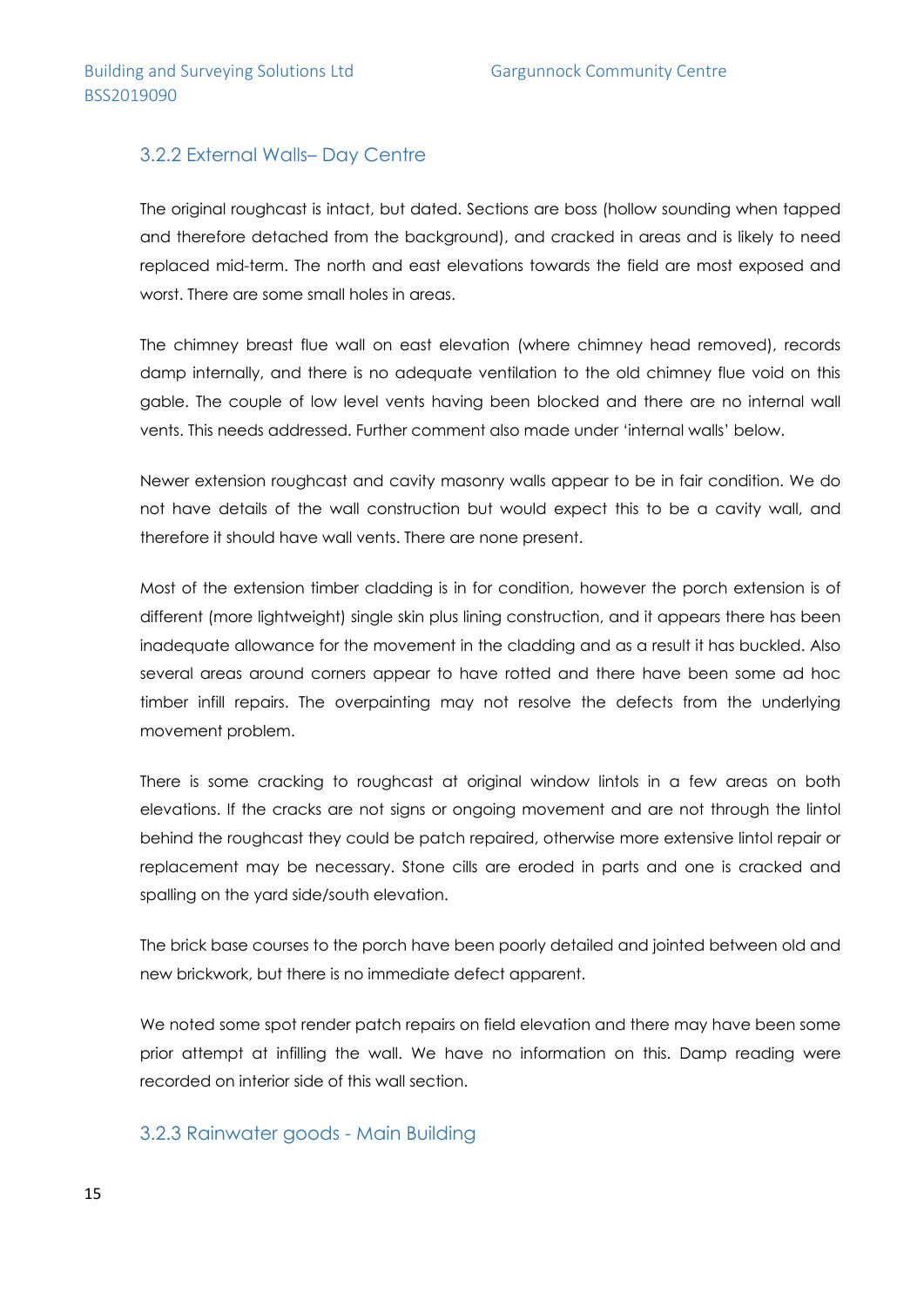### 3.2.2 External Walls– Day Centre

The original roughcast is intact, but dated. Sections are boss (hollow sounding when tapped and therefore detached from the background), and cracked in areas and is likely to need replaced mid-term. The north and east elevations towards the field are most exposed and worst. There are some small holes in areas.

The chimney breast flue wall on east elevation (where chimney head removed), records damp internally, and there is no adequate ventilation to the old chimney flue void on this gable. The couple of low level vents having been blocked and there are no internal wall vents. This needs addressed. Further comment also made under 'internal walls' below.

Newer extension roughcast and cavity masonry walls appear to be in fair condition. We do not have details of the wall construction but would expect this to be a cavity wall, and therefore it should have wall vents. There are none present.

Most of the extension timber cladding is in for condition, however the porch extension is of different (more lightweight) single skin plus lining construction, and it appears there has been inadequate allowance for the movement in the cladding and as a result it has buckled. Also several areas around corners appear to have rotted and there have been some ad hoc timber infill repairs. The overpainting may not resolve the defects from the underlying movement problem.

There is some cracking to roughcast at original window lintols in a few areas on both elevations. If the cracks are not signs or ongoing movement and are not through the lintol behind the roughcast they could be patch repaired, otherwise more extensive lintol repair or replacement may be necessary. Stone cills are eroded in parts and one is cracked and spalling on the yard side/south elevation.

The brick base courses to the porch have been poorly detailed and jointed between old and new brickwork, but there is no immediate defect apparent.

We noted some spot render patch repairs on field elevation and there may have been some prior attempt at infilling the wall. We have no information on this. Damp reading were recorded on interior side of this wall section.

### 3.2.3 Rainwater goods - Main Building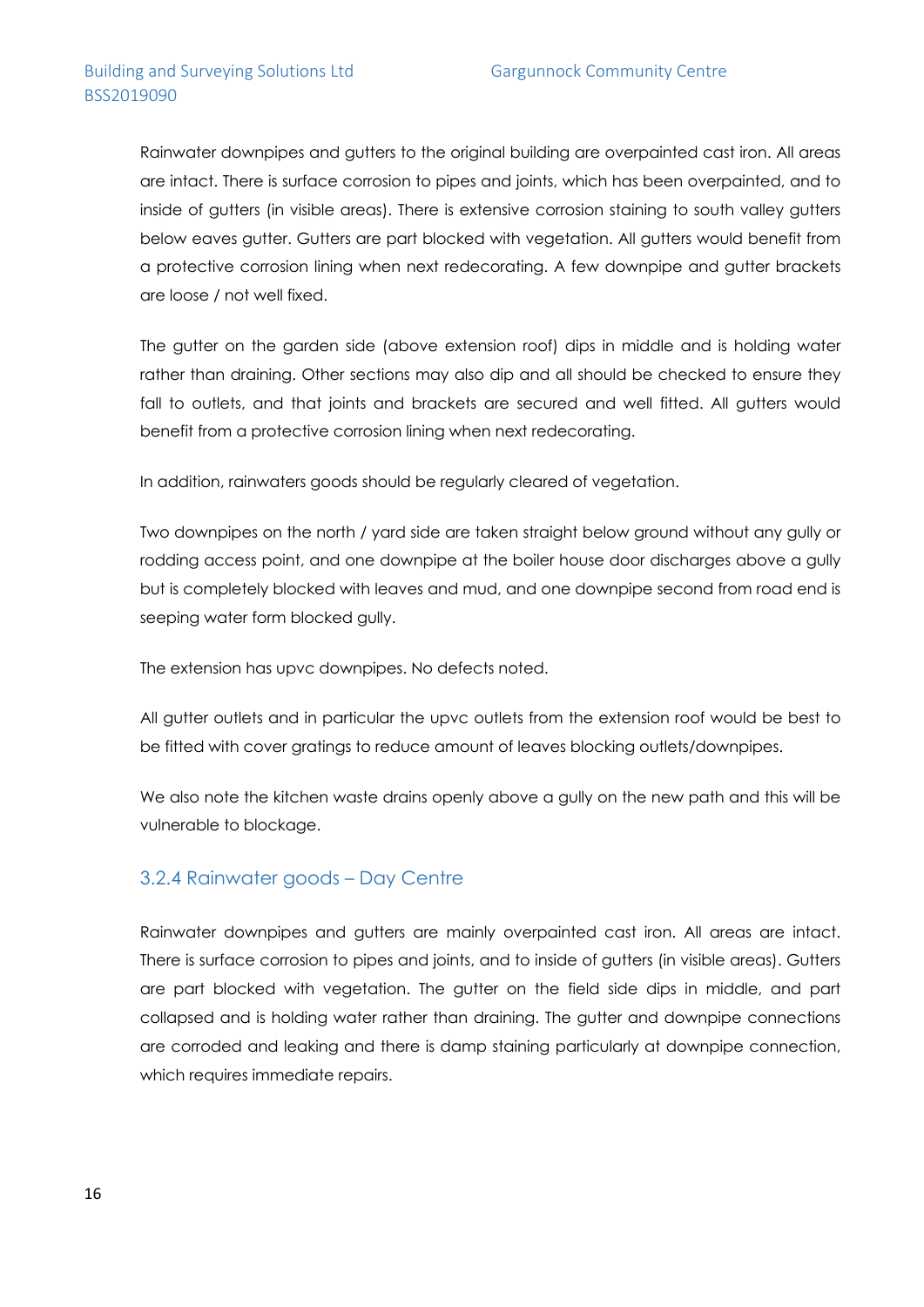Rainwater downpipes and gutters to the original building are overpainted cast iron. All areas are intact. There is surface corrosion to pipes and joints, which has been overpainted, and to inside of gutters (in visible areas). There is extensive corrosion staining to south valley gutters below eaves gutter. Gutters are part blocked with vegetation. All gutters would benefit from a protective corrosion lining when next redecorating. A few downpipe and gutter brackets are loose / not well fixed.

The gutter on the garden side (above extension roof) dips in middle and is holding water rather than draining. Other sections may also dip and all should be checked to ensure they fall to outlets, and that joints and brackets are secured and well fitted. All gutters would benefit from a protective corrosion lining when next redecorating.

In addition, rainwaters goods should be regularly cleared of vegetation.

Two downpipes on the north / yard side are taken straight below ground without any gully or rodding access point, and one downpipe at the boiler house door discharges above a gully but is completely blocked with leaves and mud, and one downpipe second from road end is seeping water form blocked gully.

The extension has upvc downpipes. No defects noted.

All gutter outlets and in particular the upvc outlets from the extension roof would be best to be fitted with cover gratings to reduce amount of leaves blocking outlets/downpipes.

We also note the kitchen waste drains openly above a gully on the new path and this will be vulnerable to blockage.

### 3.2.4 Rainwater goods – Day Centre

Rainwater downpipes and gutters are mainly overpainted cast iron. All areas are intact. There is surface corrosion to pipes and joints, and to inside of gutters (in visible areas). Gutters are part blocked with vegetation. The gutter on the field side dips in middle, and part collapsed and is holding water rather than draining. The gutter and downpipe connections are corroded and leaking and there is damp staining particularly at downpipe connection, which requires immediate repairs.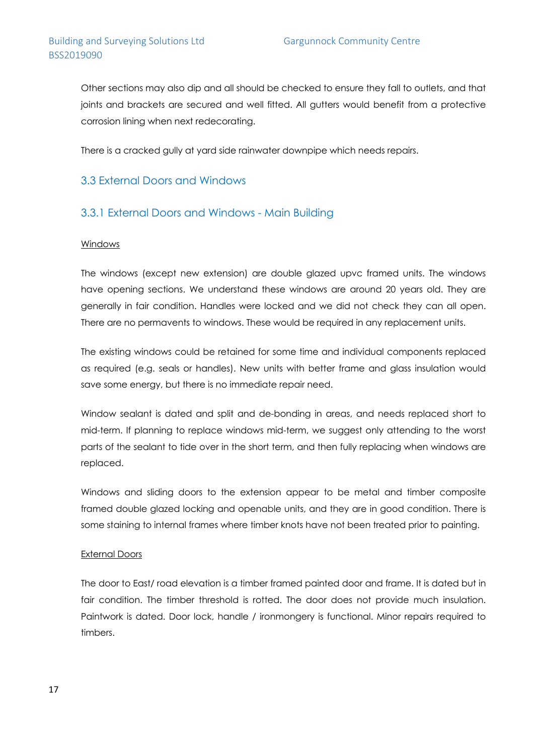Other sections may also dip and all should be checked to ensure they fall to outlets, and that joints and brackets are secured and well fitted. All gutters would benefit from a protective corrosion lining when next redecorating.

There is a cracked gully at yard side rainwater downpipe which needs repairs.

## 3.3 External Doors and Windows

### 3.3.1 External Doors and Windows - Main Building

<u>Windows</u>

The windows (except new extension) are double glazed upvc framed units. The windows have opening sections. We understand these windows are around 20 years old. They are generally in fair condition. Handles were locked and we did not check they can all open. There are no permavents to windows. These would be required in any replacement units.

The existing windows could be retained for some time and individual components replaced as required (e.g. seals or handles). New units with better frame and glass insulation would save some energy, but there is no immediate repair need.

Window sealant is dated and split and de-bonding in areas, and needs replaced short to mid-term. If planning to replace windows mid-term, we suggest only attending to the worst parts of the sealant to tide over in the short term, and then fully replacing when windows are replaced.

Windows and sliding doors to the extension appear to be metal and timber composite framed double glazed locking and openable units, and they are in good condition. There is some staining to internal frames where timber knots have not been treated prior to painting.

<u>External Doors</u>

The door to East/ road elevation is a timber framed painted door and frame. It is dated but in fair condition. The timber threshold is rotted. The door does not provide much insulation. Paintwork is dated. Door lock, handle / ironmongery is functional. Minor repairs required to timbers.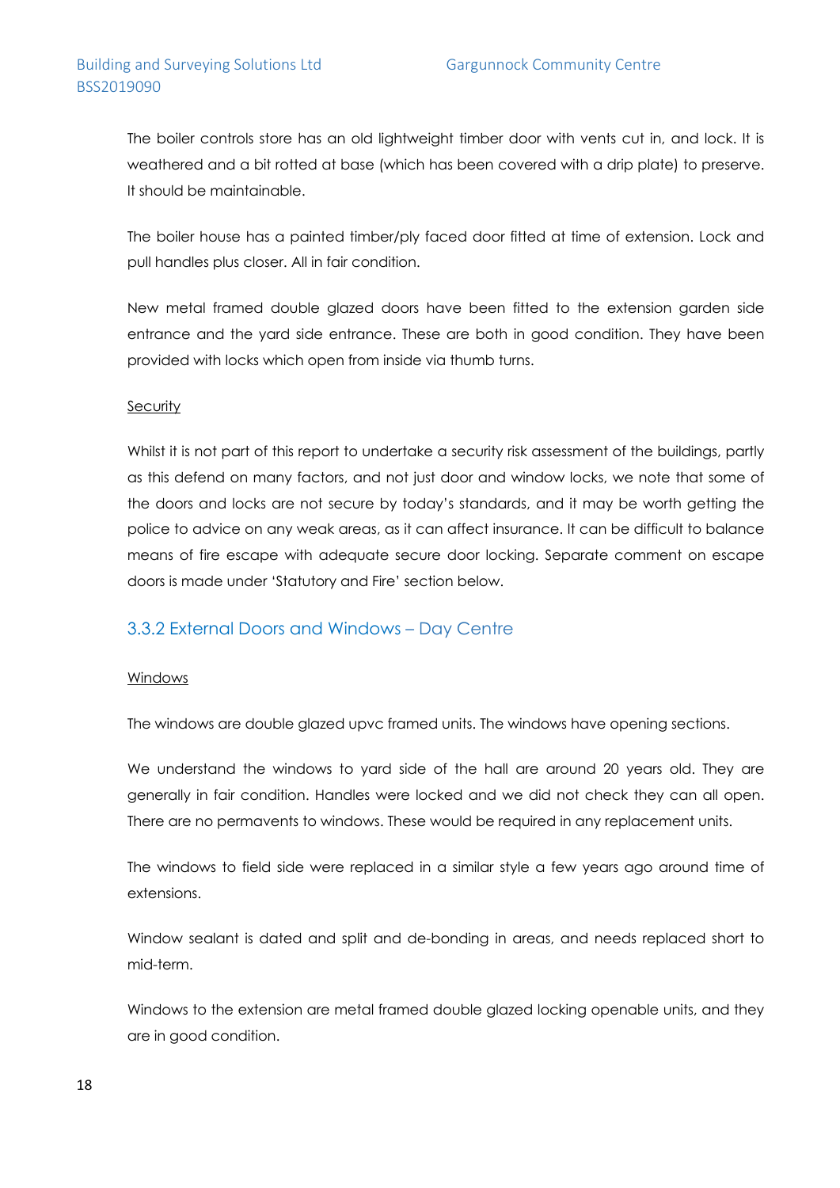The boiler controls store has an old lightweight timber door with vents cut in, and lock. It is weathered and a bit rotted at base (which has been covered with a drip plate) to preserve. It should be maintainable.

The boiler house has a painted timber/ply faced door fitted at time of extension. Lock and pull handles plus closer. All in fair condition.

New metal framed double glazed doors have been fitted to the extension garden side entrance and the yard side entrance. These are both in good condition. They have been provided with locks which open from inside via thumb turns.

<u>Security</u>

Whilst it is not part of this report to undertake a security risk assessment of the buildings, partly as this defend on many factors, and not just door and window locks, we note that some of the doors and locks are not secure by today's standards, and it may be worth getting the police to advice on any weak areas, as it can affect insurance. It can be difficult to balance means of fire escape with adequate secure door locking. Separate comment on escape doors is made under 'Statutory and Fire' section below.

### 3.3.2 External Doors and Windows – Day Centre

<u>Windows</u>

The windows are double glazed upvc framed units. The windows have opening sections.

We understand the windows to yard side of the hall are around 20 years old. They are generally in fair condition. Handles were locked and we did not check they can all open. There are no permavents to windows. These would be required in any replacement units.

The windows to field side were replaced in a similar style a few years ago around time of extensions.

Window sealant is dated and split and de-bonding in areas, and needs replaced short to mid-term.

Windows to the extension are metal framed double glazed locking openable units, and they are in good condition.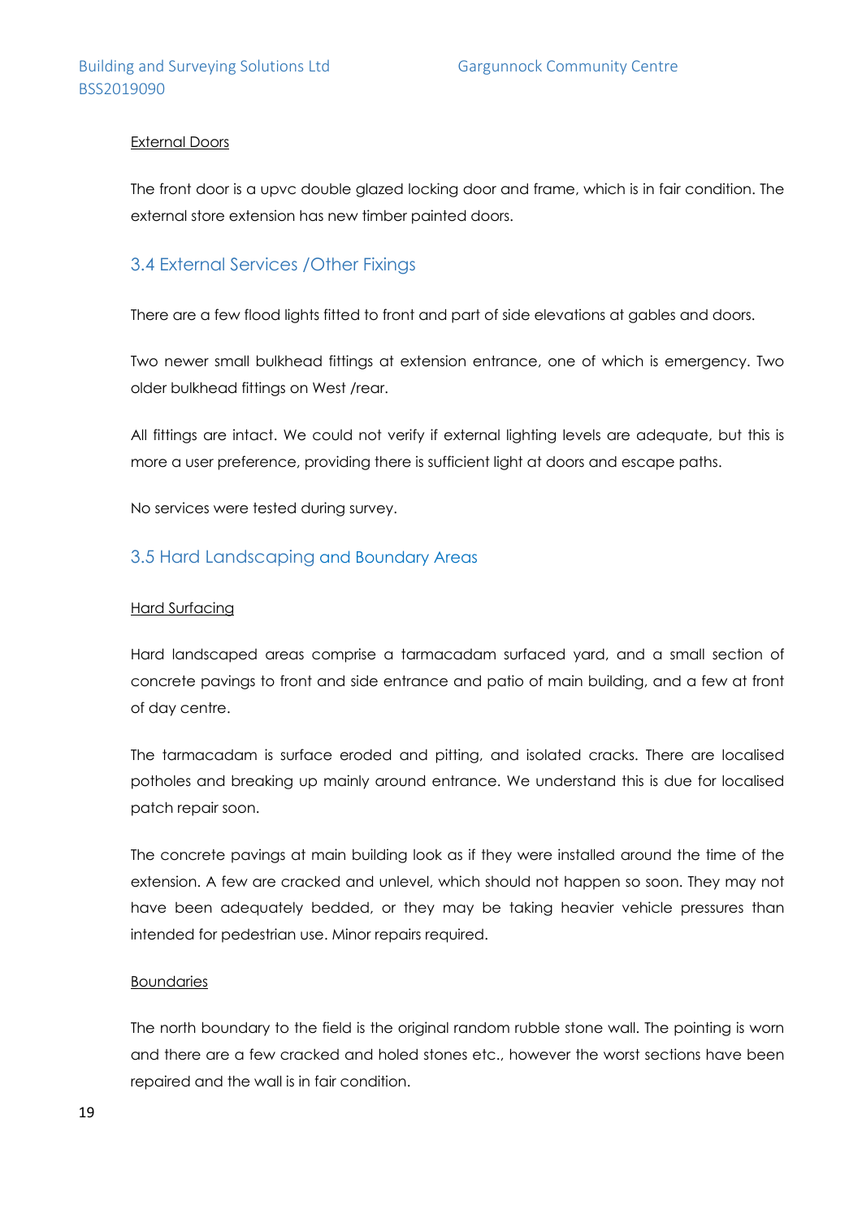External Doors

The front door is a upvc double glazed locking door and frame, which is in fair condition. The external store extension has new timber painted doors.

## 3.4 External Services /Other Fixings

There are a few flood lights fitted to front and part of side elevations at gables and doors.

Two newer small bulkhead fittings at extension entrance, one of which is emergency. Two older bulkhead fittings on West /rear.

All fittings are intact. We could not verify if external lighting levels are adequate, but this is more a user preference, providing there is sufficient light at doors and escape paths.

No services were tested during survey.

## 3.5 Hard Landscaping and Boundary Areas

Hard Surfacing

Hard landscaped areas comprise a tarmacadam surfaced yard, and a small section of concrete pavings to front and side entrance and patio of main building, and a few at front of day centre.

The tarmacadam is surface eroded and pitting, and isolated cracks. There are localised potholes and breaking up mainly around entrance. We understand this is due for localised patch repair soon.

The concrete pavings at main building look as if they were installed around the time of the extension. A few are cracked and unlevel, which should not happen so soon. They may not have been adequately bedded, or they may be taking heavier vehicle pressures than intended for pedestrian use. Minor repairs required.

Boundaries

The north boundary to the field is the original random rubble stone wall. The pointing is worn and there are a few cracked and holed stones etc., however the worst sections have been repaired and the wall is in fair condition.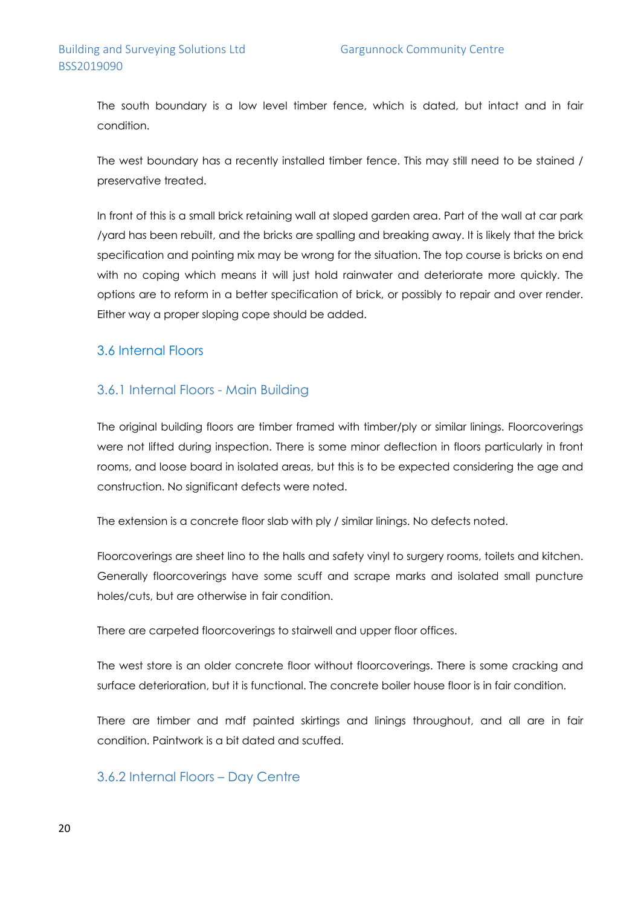The south boundary is a low level timber fence, which is dated, but intact and in fair condition.

The west boundary has a recently installed timber fence. This may still need to be stained / preservative treated.

In front of this is a small brick retaining wall at sloped garden area. Part of the wall at car park /yard has been rebuilt, and the bricks are spalling and breaking away. It is likely that the brick specification and pointing mix may be wrong for the situation. The top course is bricks on end with no coping which means it will just hold rainwater and deteriorate more quickly. The options are to reform in a better specification of brick, or possibly to repair and over render. Either way a proper sloping cope should be added.

## 3.6 Internal Floors

### 3.6.1 Internal Floors - Main Building

The original building floors are timber framed with timber/ply or similar linings. Floorcoverings were not lifted during inspection. There is some minor deflection in floors particularly in front rooms, and loose board in isolated areas, but this is to be expected considering the age and construction. No significant defects were noted.

The extension is a concrete floor slab with ply / similar linings. No defects noted.

Floorcoverings are sheet lino to the halls and safety vinyl to surgery rooms, toilets and kitchen. Generally floorcoverings have some scuff and scrape marks and isolated small puncture holes/cuts, but are otherwise in fair condition.

There are carpeted floorcoverings to stairwell and upper floor offices.

The west store is an older concrete floor without floorcoverings. There is some cracking and surface deterioration, but it is functional. The concrete boiler house floor is in fair condition.

There are timber and mdf painted skirtings and linings throughout, and all are in fair condition. Paintwork is a bit dated and scuffed.

### 3.6.2 Internal Floors – Day Centre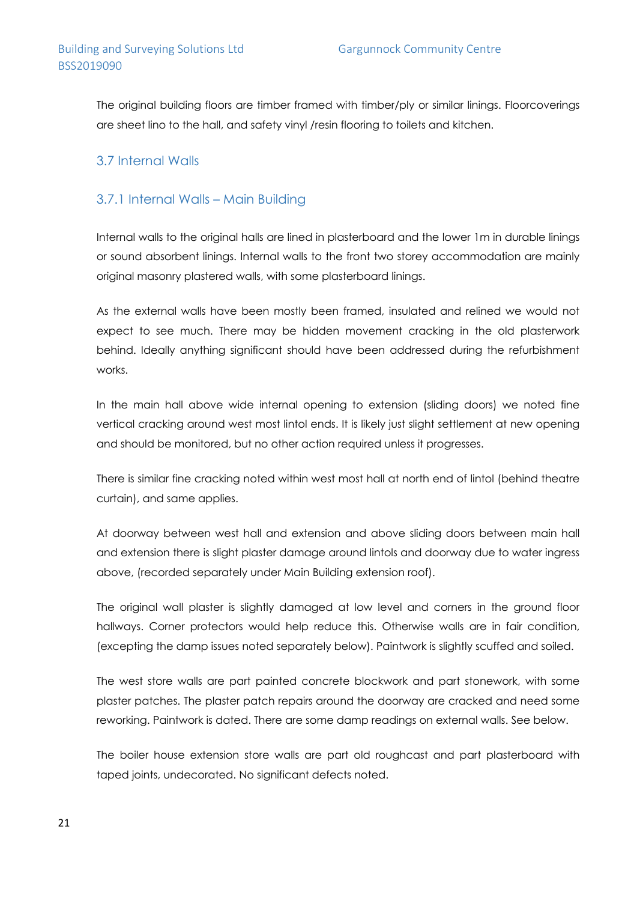The original building floors are timber framed with timber/ply or similar linings. Floorcoverings are sheet lino to the hall, and safety vinyl /resin flooring to toilets and kitchen.

## 3.7 Internal Walls

### 3.7.1 Internal Walls – Main Building

Internal walls to the original halls are lined in plasterboard and the lower 1m in durable linings or sound absorbent linings. Internal walls to the front two storey accommodation are mainly original masonry plastered walls, with some plasterboard linings.

As the external walls have been mostly been framed, insulated and relined we would not expect to see much. There may be hidden movement cracking in the old plasterwork behind. Ideally anything significant should have been addressed during the refurbishment works.

In the main hall above wide internal opening to extension (sliding doors) we noted fine vertical cracking around west most lintol ends. It is likely just slight settlement at new opening and should be monitored, but no other action required unless it progresses.

There is similar fine cracking noted within west most hall at north end of lintol (behind theatre curtain), and same applies.

At doorway between west hall and extension and above sliding doors between main hall and extension there is slight plaster damage around lintols and doorway due to water ingress above, (recorded separately under Main Building extension roof).

The original wall plaster is slightly damaged at low level and corners in the ground floor hallways. Corner protectors would help reduce this. Otherwise walls are in fair condition, (excepting the damp issues noted separately below). Paintwork is slightly scuffed and soiled.

The west store walls are part painted concrete blockwork and part stonework, with some plaster patches. The plaster patch repairs around the doorway are cracked and need some reworking. Paintwork is dated. There are some damp readings on external walls. See below.

The boiler house extension store walls are part old roughcast and part plasterboard with taped joints, undecorated. No significant defects noted.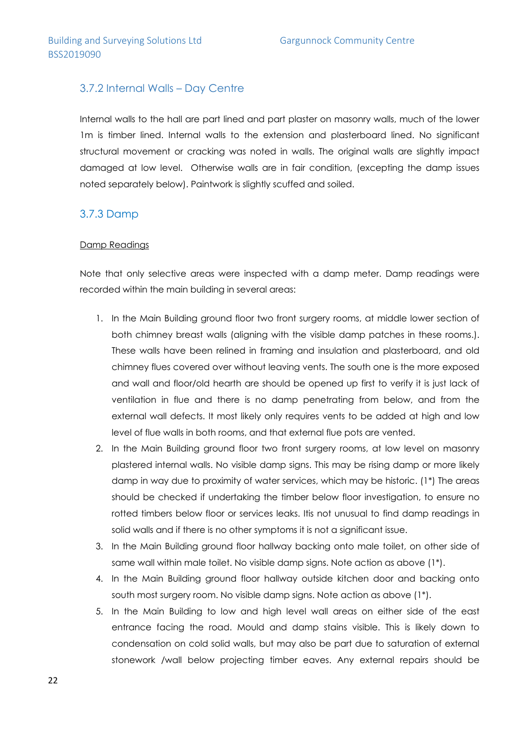### 3.7.2 Internal Walls – Day Centre

Internal walls to the hall are part lined and part plaster on masonry walls, much of the lower 1m is timber lined. Internal walls to the extension and plasterboard lined. No significant structural movement or cracking was noted in walls. The original walls are slightly impact damaged at low level. Otherwise walls are in fair condition, (excepting the damp issues noted separately below). Paintwork is slightly scuffed and soiled.

### 3.7.3 Damp

<u>Damp Readings</u>

Note that only selective areas were inspected with a damp meter. Damp readings were recorded within the main building in several areas:

1. In the Main Building ground floor two front surgery rooms, at middle lower section of both chimney breast walls (aligning with the visible damp patches in these rooms.). These walls have been relined in framing and insulation and plasterboard, and old chimney flues covered over without leaving vents. The south one is the more exposed and wall and floor/old hearth are should be opened up first to verify it is just lack of ventilation in flue and there is no damp penetrating from below, and from the external wall defects. It most likely only requires vents to be added at high and low level of flue walls in both rooms, and that external flue pots are vented.
2. In the Main Building ground floor two front surgery rooms, at low level on masonry plastered internal walls. No visible damp signs. This may be rising damp or more likely damp in way due to proximity of water services, which may be historic. (1*) The areas should be checked if undertaking the timber below floor investigation, to ensure no rotted timbers below floor or services leaks. Itis not unusual to find damp readings in solid walls and if there is no other symptoms it is not a significant issue.
3. In the Main Building ground floor hallway backing onto male toilet, on other side of same wall within male toilet. No visible damp signs. Note action as above (1*).
4. In the Main Building ground floor hallway outside kitchen door and backing onto south most surgery room. No visible damp signs. Note action as above (1*).
5. In the Main Building to low and high level wall areas on either side of the east entrance facing the road. Mould and damp stains visible. This is likely down to condensation on cold solid walls, but may also be part due to saturation of external stonework /wall below projecting timber eaves. Any external repairs should be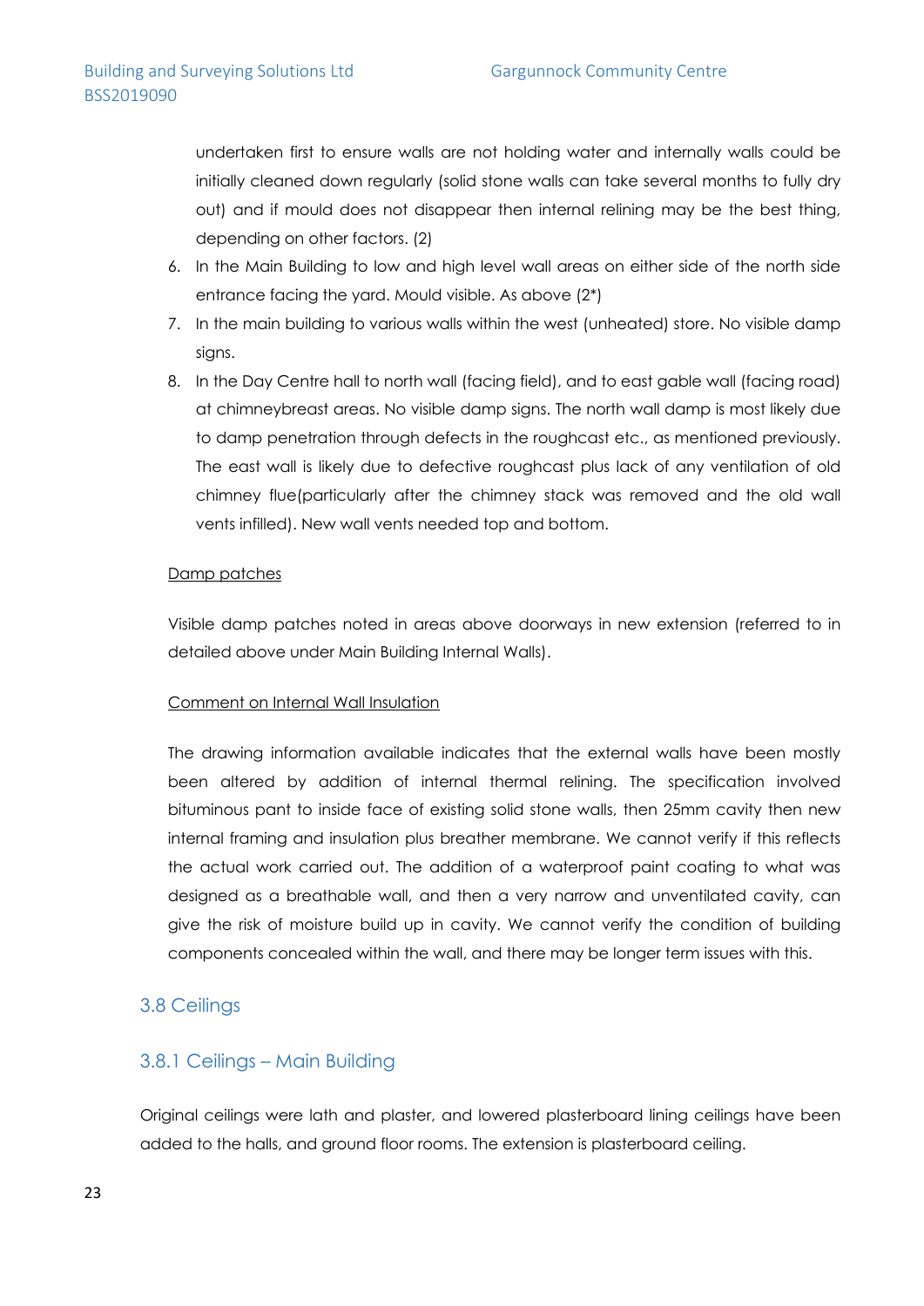undertaken first to ensure walls are not holding water and internally walls could be initially cleaned down regularly (solid stone walls can take several months to fully dry out) and if mould does not disappear then internal relining may be the best thing, depending on other factors. (2)

6. In the Main Building to low and high level wall areas on either side of the north side entrance facing the yard. Mould visible. As above (2*)
7. In the main building to various walls within the west (unheated) store. No visible damp signs.
8. In the Day Centre hall to north wall (facing field), and to east gable wall (facing road) at chimneybreast areas. No visible damp signs. The north wall damp is most likely due to damp penetration through defects in the roughcast etc., as mentioned previously. The east wall is likely due to defective roughcast plus lack of any ventilation of old chimney flue(particularly after the chimney stack was removed and the old wall vents infilled). New wall vents needed top and bottom.

<u>Damp patches</u>

Visible damp patches noted in areas above doorways in new extension (referred to in detailed above under Main Building Internal Walls).

<u>Comment on Internal Wall Insulation</u>

The drawing information available indicates that the external walls have been mostly been altered by addition of internal thermal relining. The specification involved bituminous pant to inside face of existing solid stone walls, then 25mm cavity then new internal framing and insulation plus breather membrane. We cannot verify if this reflects the actual work carried out. The addition of a waterproof paint coating to what was designed as a breathable wall, and then a very narrow and unventilated cavity, can give the risk of moisture build up in cavity. We cannot verify the condition of building components concealed within the wall, and there may be longer term issues with this.

## 3.8 Ceilings

### 3.8.1 Ceilings – Main Building

Original ceilings were lath and plaster, and lowered plasterboard lining ceilings have been added to the halls, and ground floor rooms. The extension is plasterboard ceiling.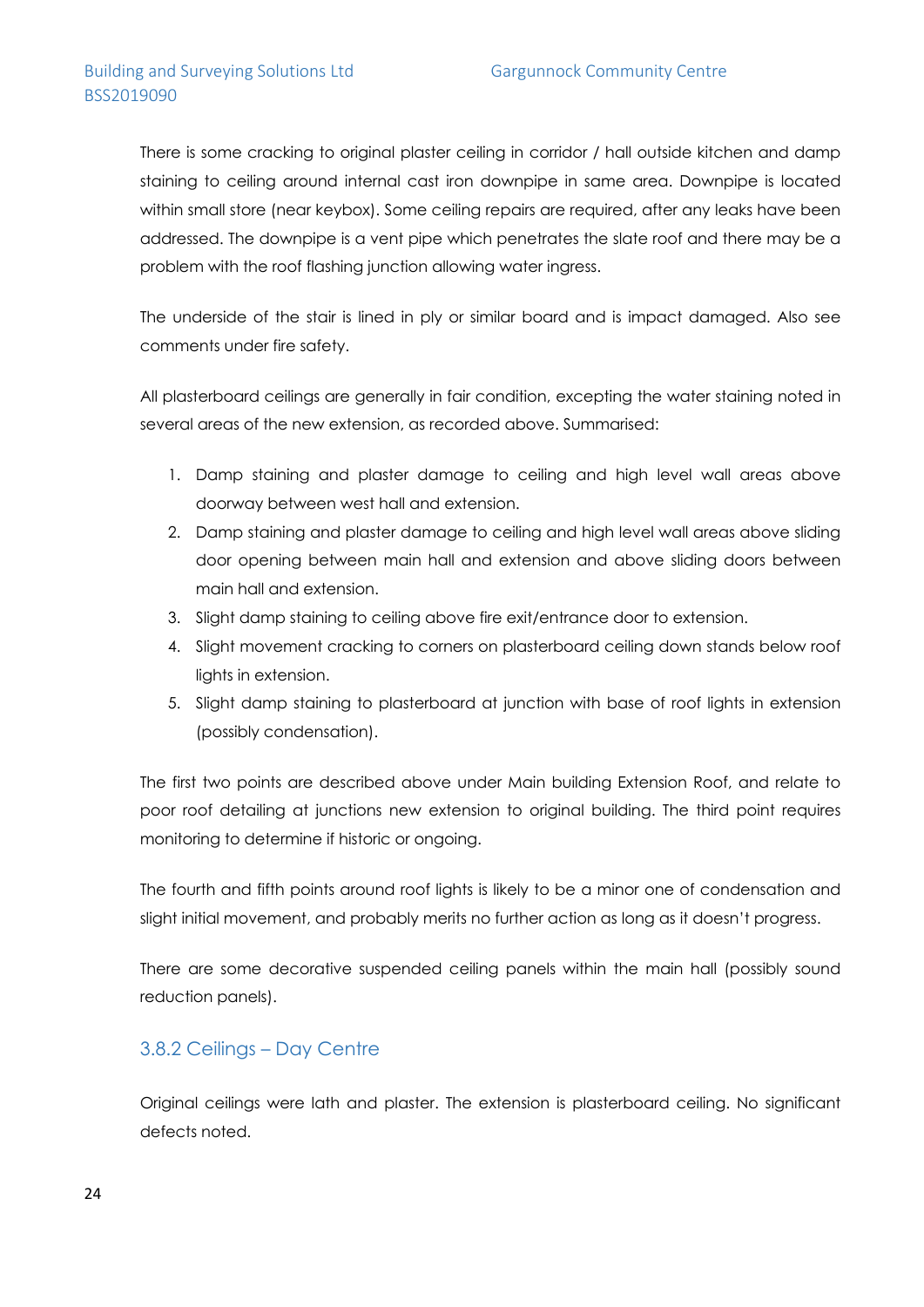There is some cracking to original plaster ceiling in corridor / hall outside kitchen and damp staining to ceiling around internal cast iron downpipe in same area. Downpipe is located within small store (near keybox). Some ceiling repairs are required, after any leaks have been addressed. The downpipe is a vent pipe which penetrates the slate roof and there may be a problem with the roof flashing junction allowing water ingress.

The underside of the stair is lined in ply or similar board and is impact damaged. Also see comments under fire safety.

All plasterboard ceilings are generally in fair condition, excepting the water staining noted in several areas of the new extension, as recorded above. Summarised:

1. Damp staining and plaster damage to ceiling and high level wall areas above doorway between west hall and extension.
2. Damp staining and plaster damage to ceiling and high level wall areas above sliding door opening between main hall and extension and above sliding doors between main hall and extension.
3. Slight damp staining to ceiling above fire exit/entrance door to extension.
4. Slight movement cracking to corners on plasterboard ceiling down stands below roof lights in extension.
5. Slight damp staining to plasterboard at junction with base of roof lights in extension (possibly condensation).

The first two points are described above under Main building Extension Roof, and relate to poor roof detailing at junctions new extension to original building. The third point requires monitoring to determine if historic or ongoing.

The fourth and fifth points around roof lights is likely to be a minor one of condensation and slight initial movement, and probably merits no further action as long as it doesn't progress.

There are some decorative suspended ceiling panels within the main hall (possibly sound reduction panels).

### 3.8.2 Ceilings – Day Centre

Original ceilings were lath and plaster. The extension is plasterboard ceiling. No significant defects noted.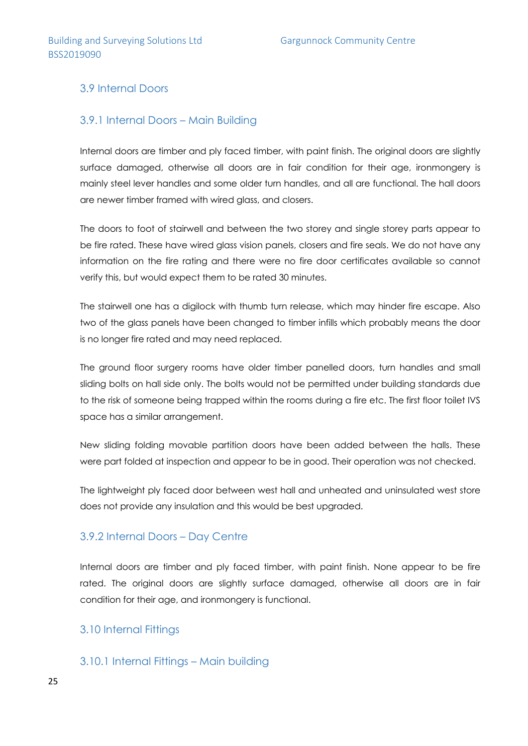## 3.9 Internal Doors

### 3.9.1 Internal Doors – Main Building

Internal doors are timber and ply faced timber, with paint finish. The original doors are slightly surface damaged, otherwise all doors are in fair condition for their age, ironmongery is mainly steel lever handles and some older turn handles, and all are functional. The hall doors are newer timber framed with wired glass, and closers.

The doors to foot of stairwell and between the two storey and single storey parts appear to be fire rated. These have wired glass vision panels, closers and fire seals. We do not have any information on the fire rating and there were no fire door certificates available so cannot verify this, but would expect them to be rated 30 minutes.

The stairwell one has a digilock with thumb turn release, which may hinder fire escape. Also two of the glass panels have been changed to timber infills which probably means the door is no longer fire rated and may need replaced.

The ground floor surgery rooms have older timber panelled doors, turn handles and small sliding bolts on hall side only. The bolts would not be permitted under building standards due to the risk of someone being trapped within the rooms during a fire etc. The first floor toilet IVS space has a similar arrangement.

New sliding folding movable partition doors have been added between the halls. These were part folded at inspection and appear to be in good. Their operation was not checked.

The lightweight ply faced door between west hall and unheated and uninsulated west store does not provide any insulation and this would be best upgraded.

### 3.9.2 Internal Doors – Day Centre

Internal doors are timber and ply faced timber, with paint finish. None appear to be fire rated. The original doors are slightly surface damaged, otherwise all doors are in fair condition for their age, and ironmongery is functional.

## 3.10 Internal Fittings

### 3.10.1 Internal Fittings – Main building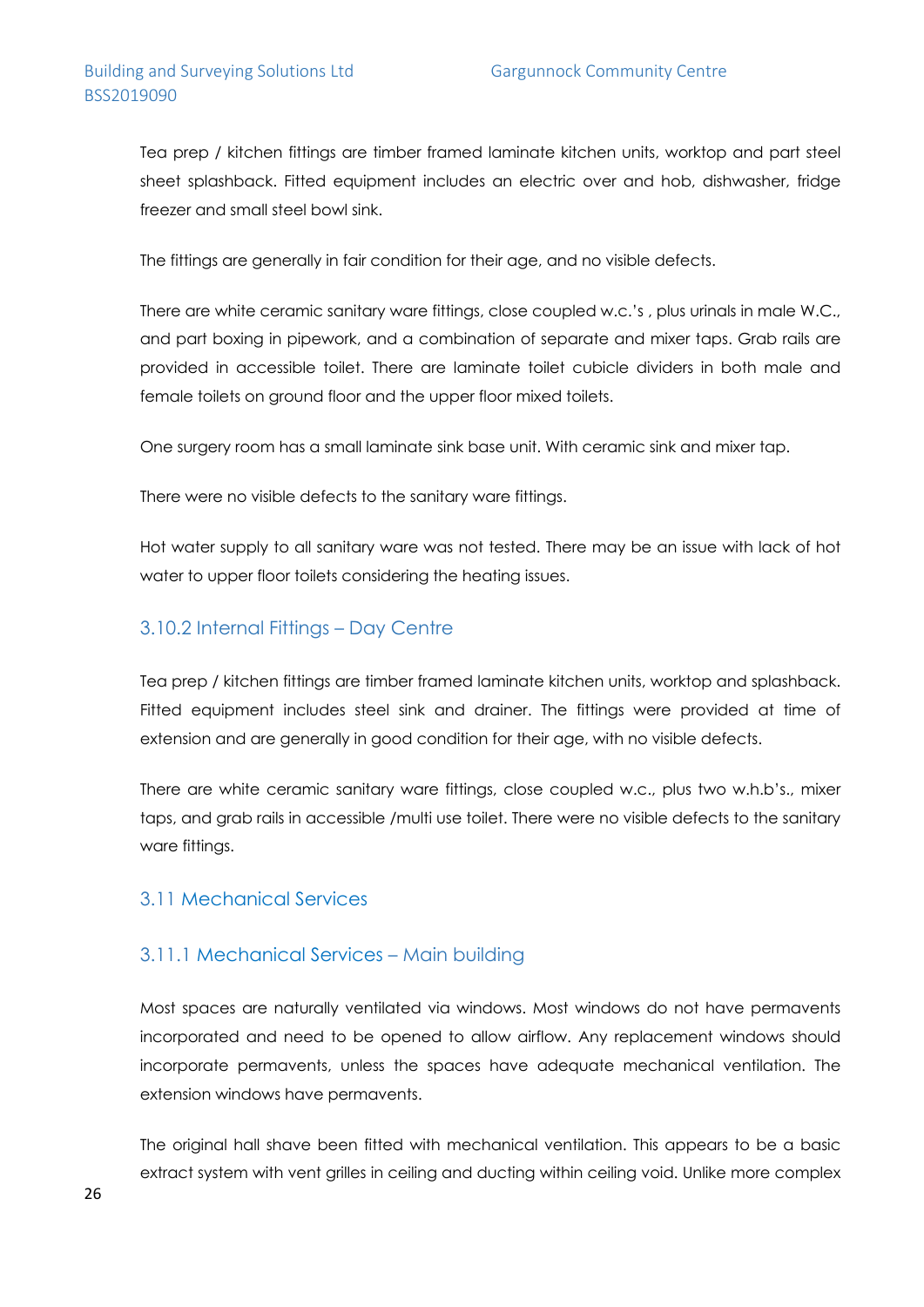Tea prep / kitchen fittings are timber framed laminate kitchen units, worktop and part steel sheet splashback. Fitted equipment includes an electric over and hob, dishwasher, fridge freezer and small steel bowl sink.

The fittings are generally in fair condition for their age, and no visible defects.

There are white ceramic sanitary ware fittings, close coupled w.c.'s , plus urinals in male W.C., and part boxing in pipework, and a combination of separate and mixer taps. Grab rails are provided in accessible toilet. There are laminate toilet cubicle dividers in both male and female toilets on ground floor and the upper floor mixed toilets.

One surgery room has a small laminate sink base unit. With ceramic sink and mixer tap.

There were no visible defects to the sanitary ware fittings.

Hot water supply to all sanitary ware was not tested. There may be an issue with lack of hot water to upper floor toilets considering the heating issues.

### 3.10.2 Internal Fittings – Day Centre

Tea prep / kitchen fittings are timber framed laminate kitchen units, worktop and splashback. Fitted equipment includes steel sink and drainer. The fittings were provided at time of extension and are generally in good condition for their age, with no visible defects.

There are white ceramic sanitary ware fittings, close coupled w.c., plus two w.h.b's., mixer taps, and grab rails in accessible /multi use toilet. There were no visible defects to the sanitary ware fittings.

## 3.11 Mechanical Services

### 3.11.1 Mechanical Services – Main building

Most spaces are naturally ventilated via windows. Most windows do not have permavents incorporated and need to be opened to allow airflow. Any replacement windows should incorporate permavents, unless the spaces have adequate mechanical ventilation. The extension windows have permavents.

The original hall shave been fitted with mechanical ventilation. This appears to be a basic extract system with vent grilles in ceiling and ducting within ceiling void. Unlike more complex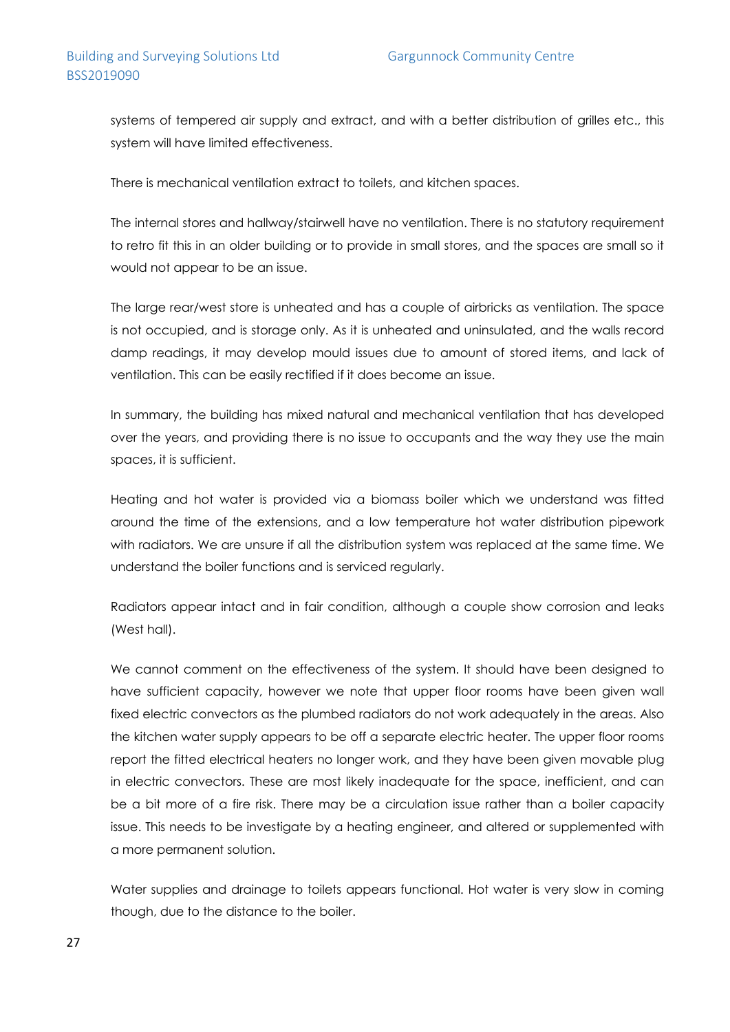systems of tempered air supply and extract, and with a better distribution of grilles etc., this system will have limited effectiveness.

There is mechanical ventilation extract to toilets, and kitchen spaces.

The internal stores and hallway/stairwell have no ventilation. There is no statutory requirement to retro fit this in an older building or to provide in small stores, and the spaces are small so it would not appear to be an issue.

The large rear/west store is unheated and has a couple of airbricks as ventilation. The space is not occupied, and is storage only. As it is unheated and uninsulated, and the walls record damp readings, it may develop mould issues due to amount of stored items, and lack of ventilation. This can be easily rectified if it does become an issue.

In summary, the building has mixed natural and mechanical ventilation that has developed over the years, and providing there is no issue to occupants and the way they use the main spaces, it is sufficient.

Heating and hot water is provided via a biomass boiler which we understand was fitted around the time of the extensions, and a low temperature hot water distribution pipework with radiators. We are unsure if all the distribution system was replaced at the same time. We understand the boiler functions and is serviced regularly.

Radiators appear intact and in fair condition, although a couple show corrosion and leaks (West hall).

We cannot comment on the effectiveness of the system. It should have been designed to have sufficient capacity, however we note that upper floor rooms have been given wall fixed electric convectors as the plumbed radiators do not work adequately in the areas. Also the kitchen water supply appears to be off a separate electric heater. The upper floor rooms report the fitted electrical heaters no longer work, and they have been given movable plug in electric convectors. These are most likely inadequate for the space, inefficient, and can be a bit more of a fire risk. There may be a circulation issue rather than a boiler capacity issue. This needs to be investigate by a heating engineer, and altered or supplemented with a more permanent solution.

Water supplies and drainage to toilets appears functional. Hot water is very slow in coming though, due to the distance to the boiler.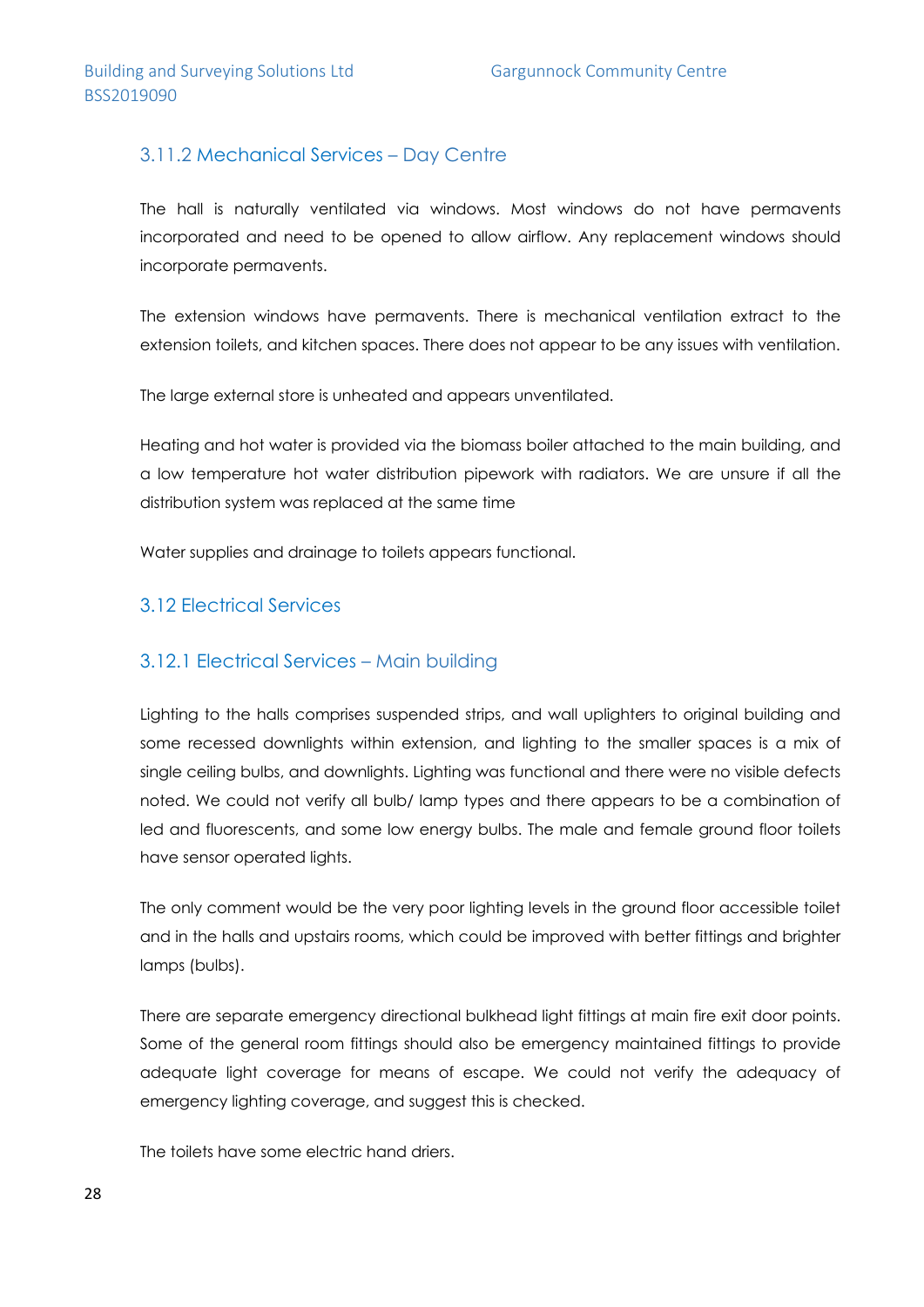### 3.11.2 Mechanical Services – Day Centre

The hall is naturally ventilated via windows. Most windows do not have permavents incorporated and need to be opened to allow airflow. Any replacement windows should incorporate permavents.

The extension windows have permavents. There is mechanical ventilation extract to the extension toilets, and kitchen spaces. There does not appear to be any issues with ventilation.

The large external store is unheated and appears unventilated.

Heating and hot water is provided via the biomass boiler attached to the main building, and a low temperature hot water distribution pipework with radiators. We are unsure if all the distribution system was replaced at the same time

Water supplies and drainage to toilets appears functional.

## 3.12 Electrical Services

### 3.12.1 Electrical Services – Main building

Lighting to the halls comprises suspended strips, and wall uplighters to original building and some recessed downlights within extension, and lighting to the smaller spaces is a mix of single ceiling bulbs, and downlights. Lighting was functional and there were no visible defects noted. We could not verify all bulb/ lamp types and there appears to be a combination of led and fluorescents, and some low energy bulbs. The male and female ground floor toilets have sensor operated lights.

The only comment would be the very poor lighting levels in the ground floor accessible toilet and in the halls and upstairs rooms, which could be improved with better fittings and brighter lamps (bulbs).

There are separate emergency directional bulkhead light fittings at main fire exit door points. Some of the general room fittings should also be emergency maintained fittings to provide adequate light coverage for means of escape. We could not verify the adequacy of emergency lighting coverage, and suggest this is checked.

The toilets have some electric hand driers.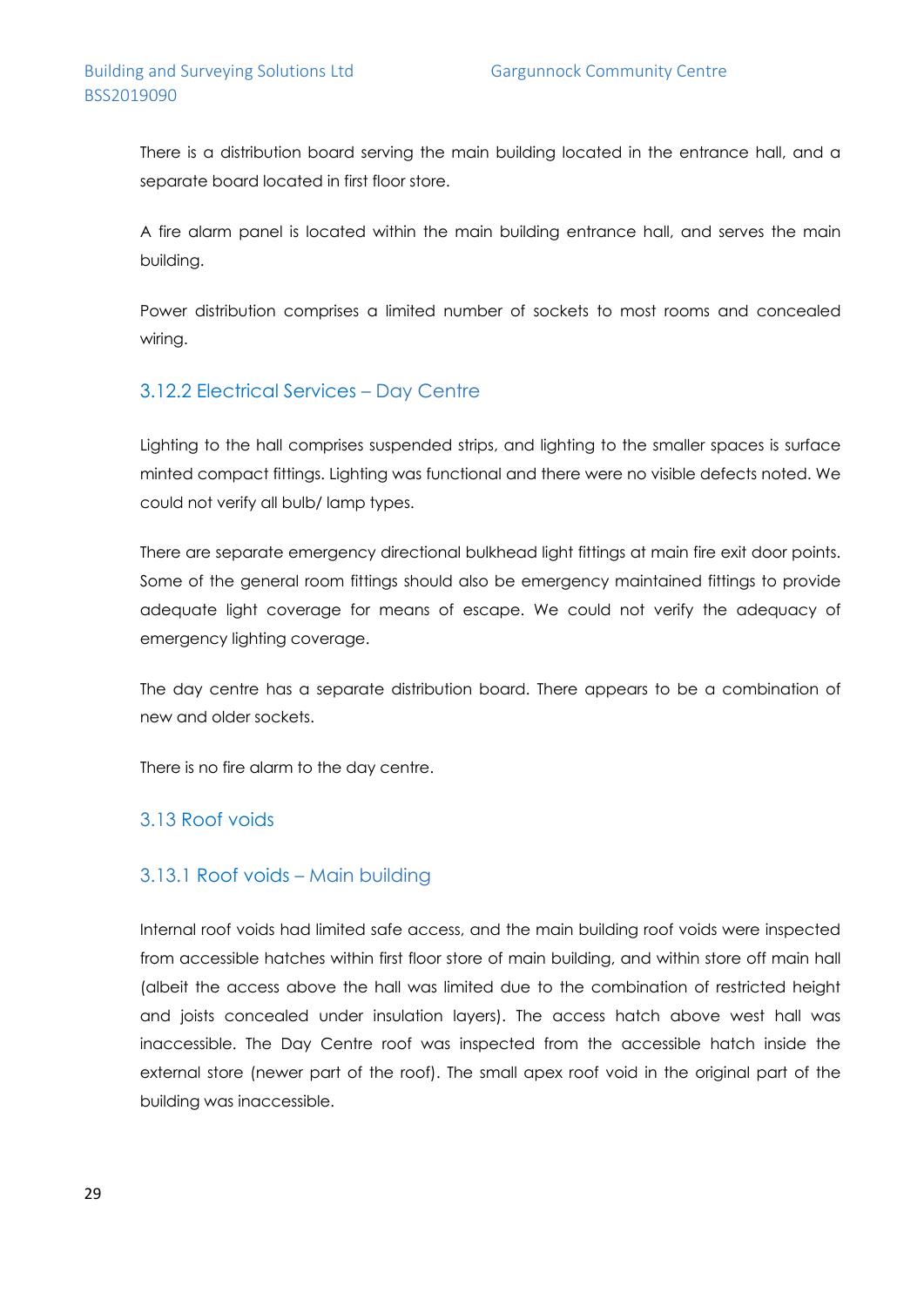There is a distribution board serving the main building located in the entrance hall, and a separate board located in first floor store.

A fire alarm panel is located within the main building entrance hall, and serves the main building.

Power distribution comprises a limited number of sockets to most rooms and concealed wiring.

### 3.12.2 Electrical Services – Day Centre

Lighting to the hall comprises suspended strips, and lighting to the smaller spaces is surface minted compact fittings. Lighting was functional and there were no visible defects noted. We could not verify all bulb/ lamp types.

There are separate emergency directional bulkhead light fittings at main fire exit door points. Some of the general room fittings should also be emergency maintained fittings to provide adequate light coverage for means of escape. We could not verify the adequacy of emergency lighting coverage.

The day centre has a separate distribution board. There appears to be a combination of new and older sockets.

There is no fire alarm to the day centre.

## 3.13 Roof voids

### 3.13.1 Roof voids – Main building

Internal roof voids had limited safe access, and the main building roof voids were inspected from accessible hatches within first floor store of main building, and within store off main hall (albeit the access above the hall was limited due to the combination of restricted height and joists concealed under insulation layers). The access hatch above west hall was inaccessible. The Day Centre roof was inspected from the accessible hatch inside the external store (newer part of the roof). The small apex roof void in the original part of the building was inaccessible.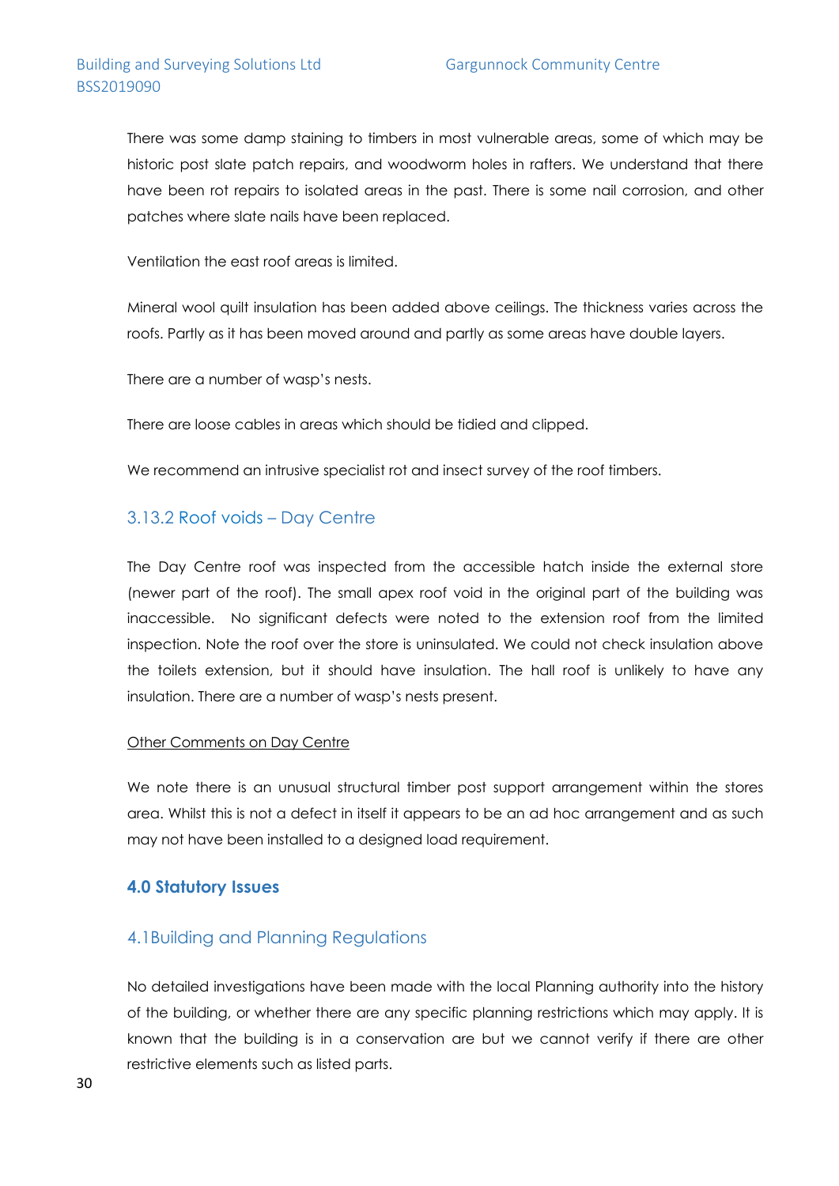There was some damp staining to timbers in most vulnerable areas, some of which may be historic post slate patch repairs, and woodworm holes in rafters. We understand that there have been rot repairs to isolated areas in the past. There is some nail corrosion, and other patches where slate nails have been replaced.

Ventilation the east roof areas is limited.

Mineral wool quilt insulation has been added above ceilings. The thickness varies across the roofs. Partly as it has been moved around and partly as some areas have double layers.

There are a number of wasp's nests.

There are loose cables in areas which should be tidied and clipped.

We recommend an intrusive specialist rot and insect survey of the roof timbers.

### 3.13.2 Roof voids – Day Centre

The Day Centre roof was inspected from the accessible hatch inside the external store (newer part of the roof). The small apex roof void in the original part of the building was inaccessible. No significant defects were noted to the extension roof from the limited inspection. Note the roof over the store is uninsulated. We could not check insulation above the toilets extension, but it should have insulation. The hall roof is unlikely to have any insulation. There are a number of wasp's nests present.

Other Comments on Day Centre

We note there is an unusual structural timber post support arrangement within the stores area. Whilst this is not a defect in itself it appears to be an ad hoc arrangement and as such may not have been installed to a designed load requirement.

## 4.0 Statutory Issues

### 4.1Building and Planning Regulations

No detailed investigations have been made with the local Planning authority into the history of the building, or whether there are any specific planning restrictions which may apply. It is known that the building is in a conservation are but we cannot verify if there are other restrictive elements such as listed parts.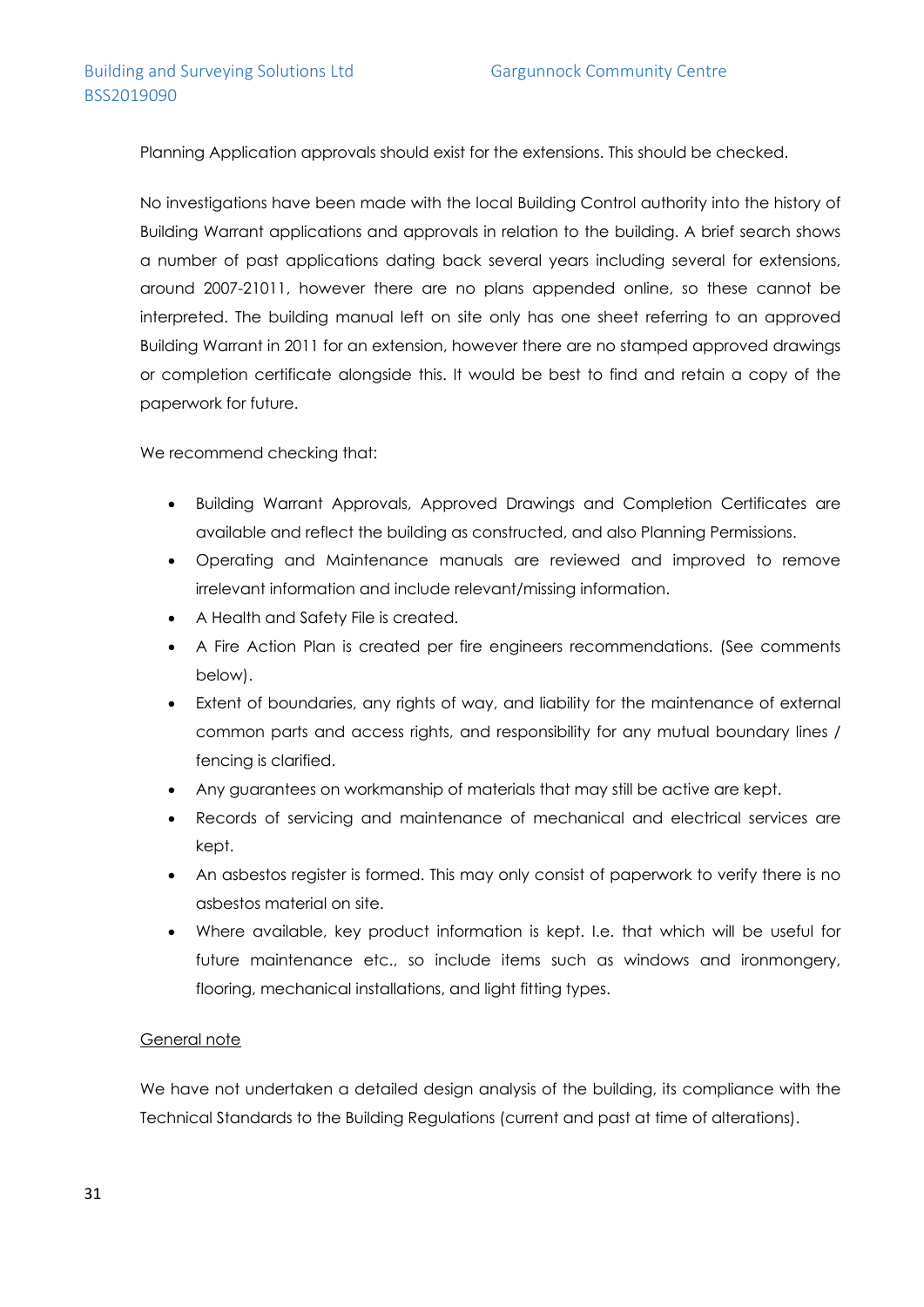Planning Application approvals should exist for the extensions. This should be checked.

No investigations have been made with the local Building Control authority into the history of Building Warrant applications and approvals in relation to the building. A brief search shows a number of past applications dating back several years including several for extensions, around 2007-21011, however there are no plans appended online, so these cannot be interpreted. The building manual left on site only has one sheet referring to an approved Building Warrant in 2011 for an extension, however there are no stamped approved drawings or completion certificate alongside this. It would be best to find and retain a copy of the paperwork for future.

We recommend checking that:

- Building Warrant Approvals, Approved Drawings and Completion Certificates are available and reflect the building as constructed, and also Planning Permissions.
- Operating and Maintenance manuals are reviewed and improved to remove irrelevant information and include relevant/missing information.
- A Health and Safety File is created.
- A Fire Action Plan is created per fire engineers recommendations. (See comments below).
- Extent of boundaries, any rights of way, and liability for the maintenance of external common parts and access rights, and responsibility for any mutual boundary lines / fencing is clarified.
- Any guarantees on workmanship of materials that may still be active are kept.
- Records of servicing and maintenance of mechanical and electrical services are kept.
- An asbestos register is formed. This may only consist of paperwork to verify there is no asbestos material on site.
- Where available, key product information is kept. I.e. that which will be useful for future maintenance etc., so include items such as windows and ironmongery, flooring, mechanical installations, and light fitting types.

<u>General note</u>

We have not undertaken a detailed design analysis of the building, its compliance with the Technical Standards to the Building Regulations (current and past at time of alterations).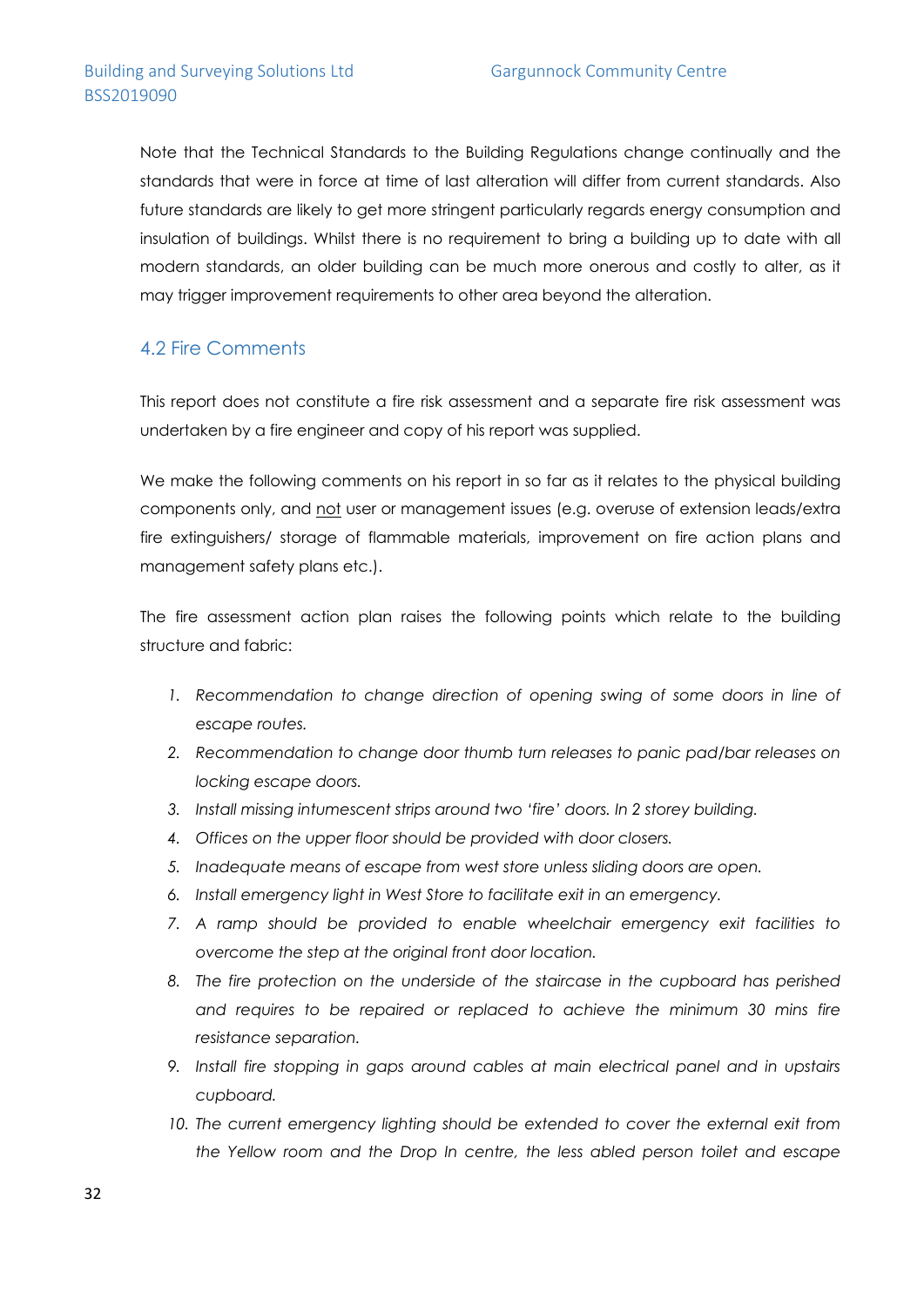Note that the Technical Standards to the Building Regulations change continually and the standards that were in force at time of last alteration will differ from current standards. Also future standards are likely to get more stringent particularly regards energy consumption and insulation of buildings. Whilst there is no requirement to bring a building up to date with all modern standards, an older building can be much more onerous and costly to alter, as it may trigger improvement requirements to other area beyond the alteration.

## 4.2 Fire Comments

This report does not constitute a fire risk assessment and a separate fire risk assessment was undertaken by a fire engineer and copy of his report was supplied.

We make the following comments on his report in so far as it relates to the physical building components only, and <u>not</u> user or management issues (e.g. overuse of extension leads/extra fire extinguishers/ storage of flammable materials, improvement on fire action plans and management safety plans etc.).

The fire assessment action plan raises the following points which relate to the building structure and fabric:

1. *Recommendation to change direction of opening swing of some doors in line of escape routes.*
2. *Recommendation to change door thumb turn releases to panic pad/bar releases on locking escape doors.*
3. *Install missing intumescent strips around two 'fire' doors. In 2 storey building.*
4. *Offices on the upper floor should be provided with door closers.*
5. *Inadequate means of escape from west store unless sliding doors are open.*
6. *Install emergency light in West Store to facilitate exit in an emergency.*
7. *A ramp should be provided to enable wheelchair emergency exit facilities to overcome the step at the original front door location.*
8. *The fire protection on the underside of the staircase in the cupboard has perished and requires to be repaired or replaced to achieve the minimum 30 mins fire resistance separation.*
9. *Install fire stopping in gaps around cables at main electrical panel and in upstairs cupboard.*
10. *The current emergency lighting should be extended to cover the external exit from the Yellow room and the Drop In centre, the less abled person toilet and escape*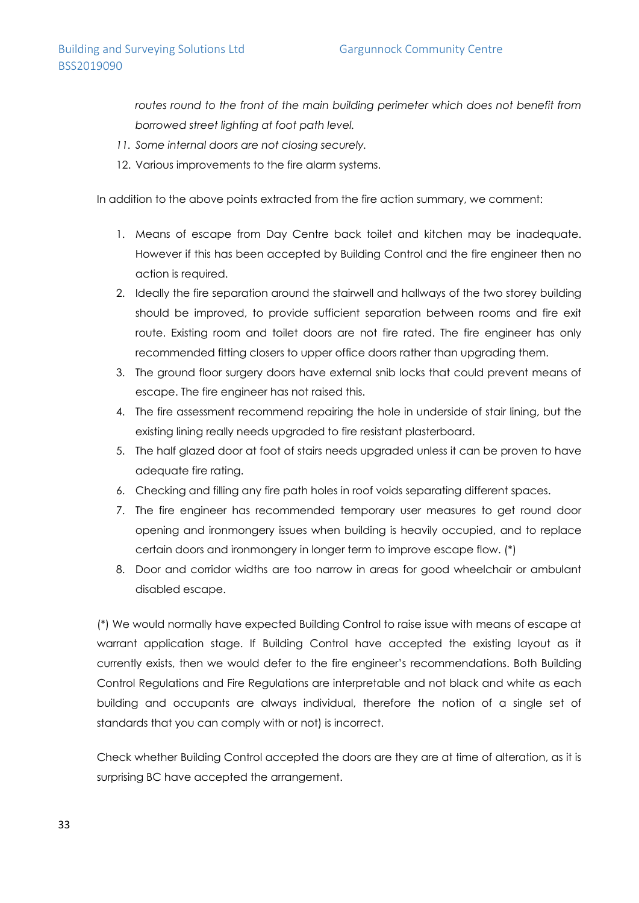*routes round to the front of the main building perimeter which does not benefit from borrowed street lighting at foot path level.*

11. *Some internal doors are not closing securely.*
12. Various improvements to the fire alarm systems.

In addition to the above points extracted from the fire action summary, we comment:

1. Means of escape from Day Centre back toilet and kitchen may be inadequate. However if this has been accepted by Building Control and the fire engineer then no action is required.
2. Ideally the fire separation around the stairwell and hallways of the two storey building should be improved, to provide sufficient separation between rooms and fire exit route. Existing room and toilet doors are not fire rated. The fire engineer has only recommended fitting closers to upper office doors rather than upgrading them.
3. The ground floor surgery doors have external snib locks that could prevent means of escape. The fire engineer has not raised this.
4. The fire assessment recommend repairing the hole in underside of stair lining, but the existing lining really needs upgraded to fire resistant plasterboard.
5. The half glazed door at foot of stairs needs upgraded unless it can be proven to have adequate fire rating.
6. Checking and filling any fire path holes in roof voids separating different spaces.
7. The fire engineer has recommended temporary user measures to get round door opening and ironmongery issues when building is heavily occupied, and to replace certain doors and ironmongery in longer term to improve escape flow. (*)
8. Door and corridor widths are too narrow in areas for good wheelchair or ambulant disabled escape.

(*) We would normally have expected Building Control to raise issue with means of escape at warrant application stage. If Building Control have accepted the existing layout as it currently exists, then we would defer to the fire engineer's recommendations. Both Building Control Regulations and Fire Regulations are interpretable and not black and white as each building and occupants are always individual, therefore the notion of a single set of standards that you can comply with or not) is incorrect.

Check whether Building Control accepted the doors are they are at time of alteration, as it is surprising BC have accepted the arrangement.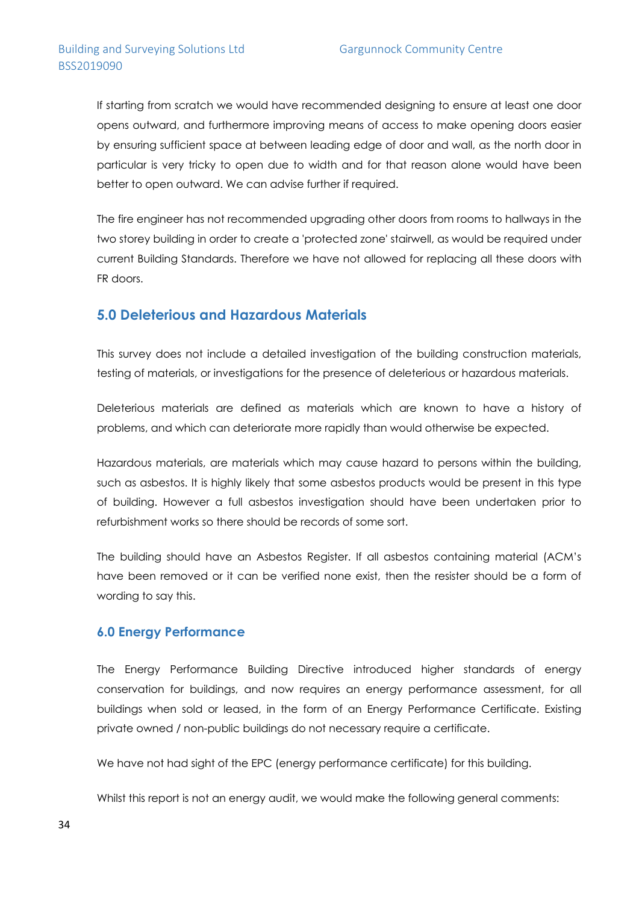If starting from scratch we would have recommended designing to ensure at least one door opens outward, and furthermore improving means of access to make opening doors easier by ensuring sufficient space at between leading edge of door and wall, as the north door in particular is very tricky to open due to width and for that reason alone would have been better to open outward. We can advise further if required.

The fire engineer has not recommended upgrading other doors from rooms to hallways in the two storey building in order to create a 'protected zone' stairwell, as would be required under current Building Standards. Therefore we have not allowed for replacing all these doors with FR doors.

## 5.0 Deleterious and Hazardous Materials

This survey does not include a detailed investigation of the building construction materials, testing of materials, or investigations for the presence of deleterious or hazardous materials.

Deleterious materials are defined as materials which are known to have a history of problems, and which can deteriorate more rapidly than would otherwise be expected.

Hazardous materials, are materials which may cause hazard to persons within the building, such as asbestos. It is highly likely that some asbestos products would be present in this type of building. However a full asbestos investigation should have been undertaken prior to refurbishment works so there should be records of some sort.

The building should have an Asbestos Register. If all asbestos containing material (ACM's have been removed or it can be verified none exist, then the resister should be a form of wording to say this.

## 6.0 Energy Performance

The Energy Performance Building Directive introduced higher standards of energy conservation for buildings, and now requires an energy performance assessment, for all buildings when sold or leased, in the form of an Energy Performance Certificate. Existing private owned / non-public buildings do not necessary require a certificate.

We have not had sight of the EPC (energy performance certificate) for this building.

Whilst this report is not an energy audit, we would make the following general comments: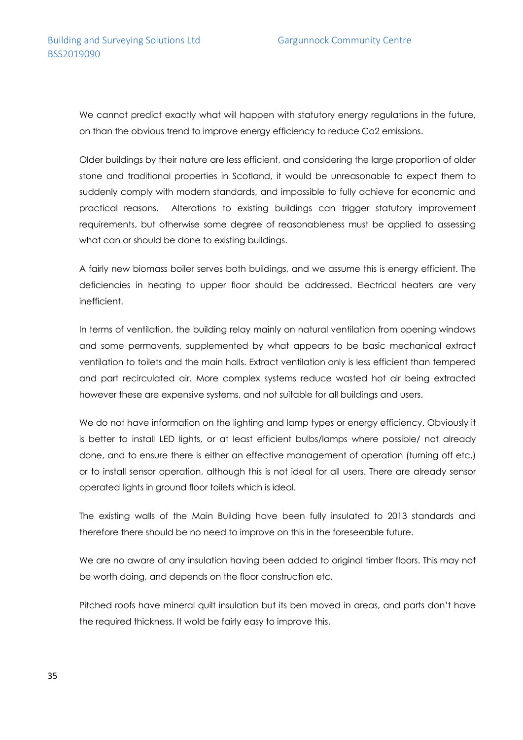We cannot predict exactly what will happen with statutory energy regulations in the future, on than the obvious trend to improve energy efficiency to reduce Co2 emissions.

Older buildings by their nature are less efficient, and considering the large proportion of older stone and traditional properties in Scotland, it would be unreasonable to expect them to suddenly comply with modern standards, and impossible to fully achieve for economic and practical reasons. Alterations to existing buildings can trigger statutory improvement requirements, but otherwise some degree of reasonableness must be applied to assessing what can or should be done to existing buildings.

A fairly new biomass boiler serves both buildings, and we assume this is energy efficient. The deficiencies in heating to upper floor should be addressed. Electrical heaters are very inefficient.

In terms of ventilation, the building relay mainly on natural ventilation from opening windows and some permavents, supplemented by what appears to be basic mechanical extract ventilation to toilets and the main halls. Extract ventilation only is less efficient than tempered and part recirculated air. More complex systems reduce wasted hot air being extracted however these are expensive systems, and not suitable for all buildings and users.

We do not have information on the lighting and lamp types or energy efficiency. Obviously it is better to install LED lights, or at least efficient bulbs/lamps where possible/ not already done, and to ensure there is either an effective management of operation (turning off etc.) or to install sensor operation, although this is not ideal for all users. There are already sensor operated lights in ground floor toilets which is ideal.

The existing walls of the Main Building have been fully insulated to 2013 standards and therefore there should be no need to improve on this in the foreseeable future.

We are no aware of any insulation having been added to original timber floors. This may not be worth doing, and depends on the floor construction etc.

Pitched roofs have mineral quilt insulation but its ben moved in areas, and parts don't have the required thickness. It wold be fairly easy to improve this.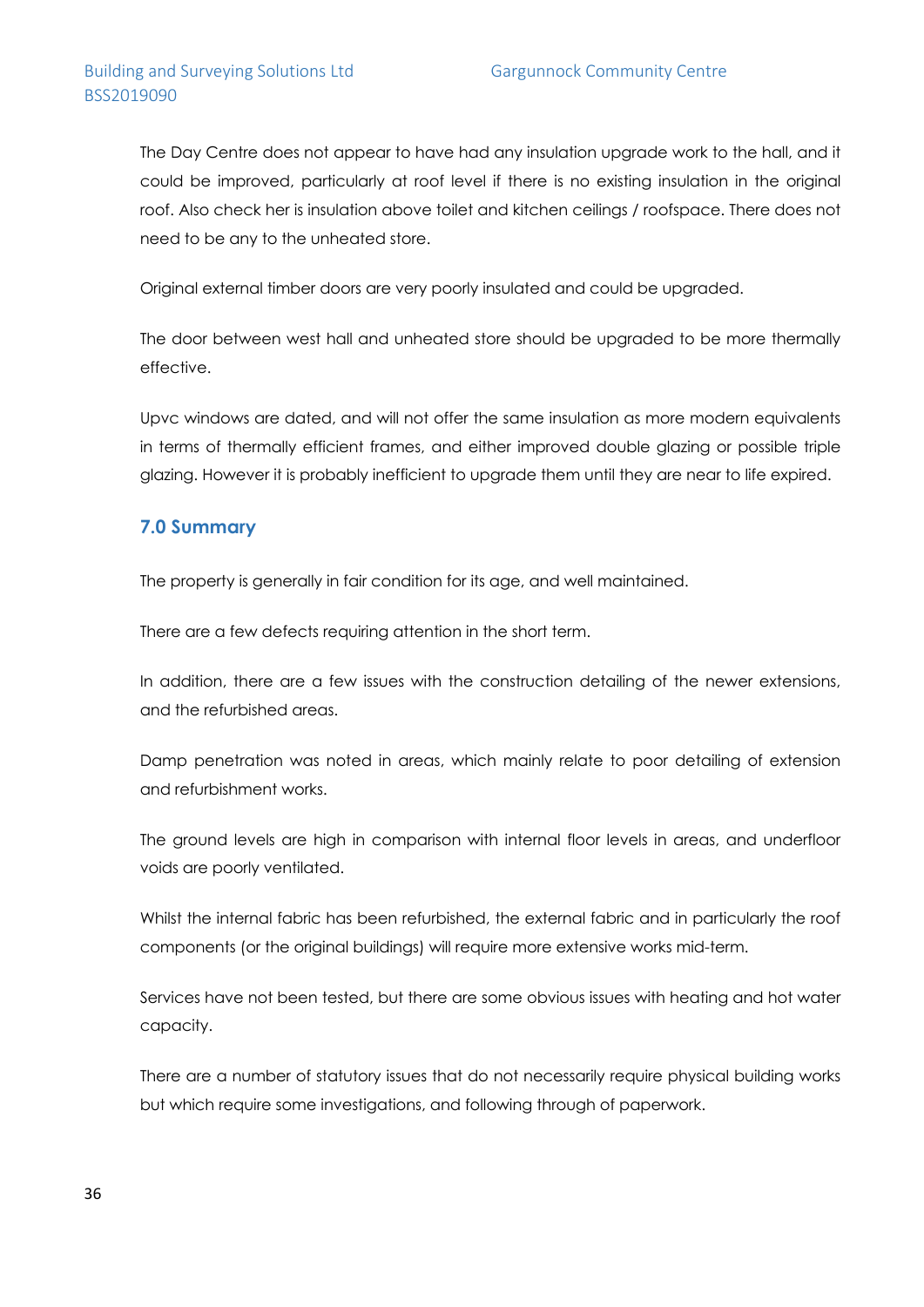The Day Centre does not appear to have had any insulation upgrade work to the hall, and it could be improved, particularly at roof level if there is no existing insulation in the original roof. Also check her is insulation above toilet and kitchen ceilings / roofspace. There does not need to be any to the unheated store.

Original external timber doors are very poorly insulated and could be upgraded.

The door between west hall and unheated store should be upgraded to be more thermally effective.

Upvc windows are dated, and will not offer the same insulation as more modern equivalents in terms of thermally efficient frames, and either improved double glazing or possible triple glazing. However it is probably inefficient to upgrade them until they are near to life expired.

## 7.0 Summary

The property is generally in fair condition for its age, and well maintained.

There are a few defects requiring attention in the short term.

In addition, there are a few issues with the construction detailing of the newer extensions, and the refurbished areas.

Damp penetration was noted in areas, which mainly relate to poor detailing of extension and refurbishment works.

The ground levels are high in comparison with internal floor levels in areas, and underfloor voids are poorly ventilated.

Whilst the internal fabric has been refurbished, the external fabric and in particularly the roof components (or the original buildings) will require more extensive works mid-term.

Services have not been tested, but there are some obvious issues with heating and hot water capacity.

There are a number of statutory issues that do not necessarily require physical building works but which require some investigations, and following through of paperwork.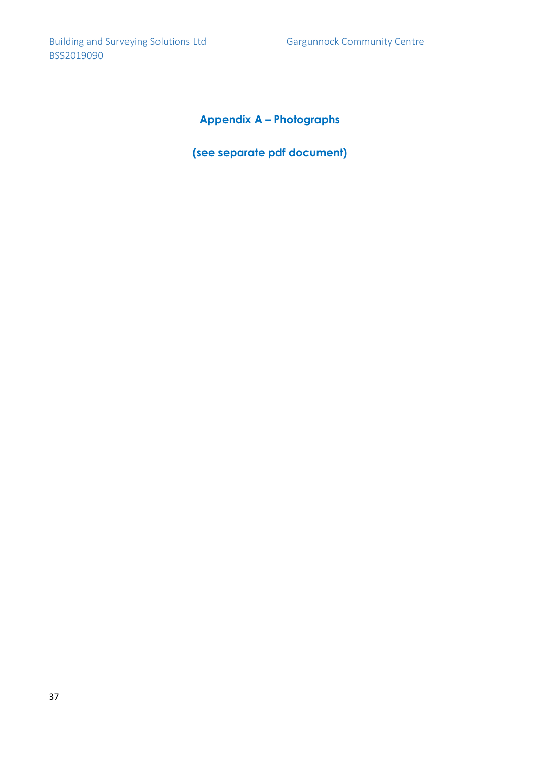## Appendix A – Photographs

**(see separate pdf document)**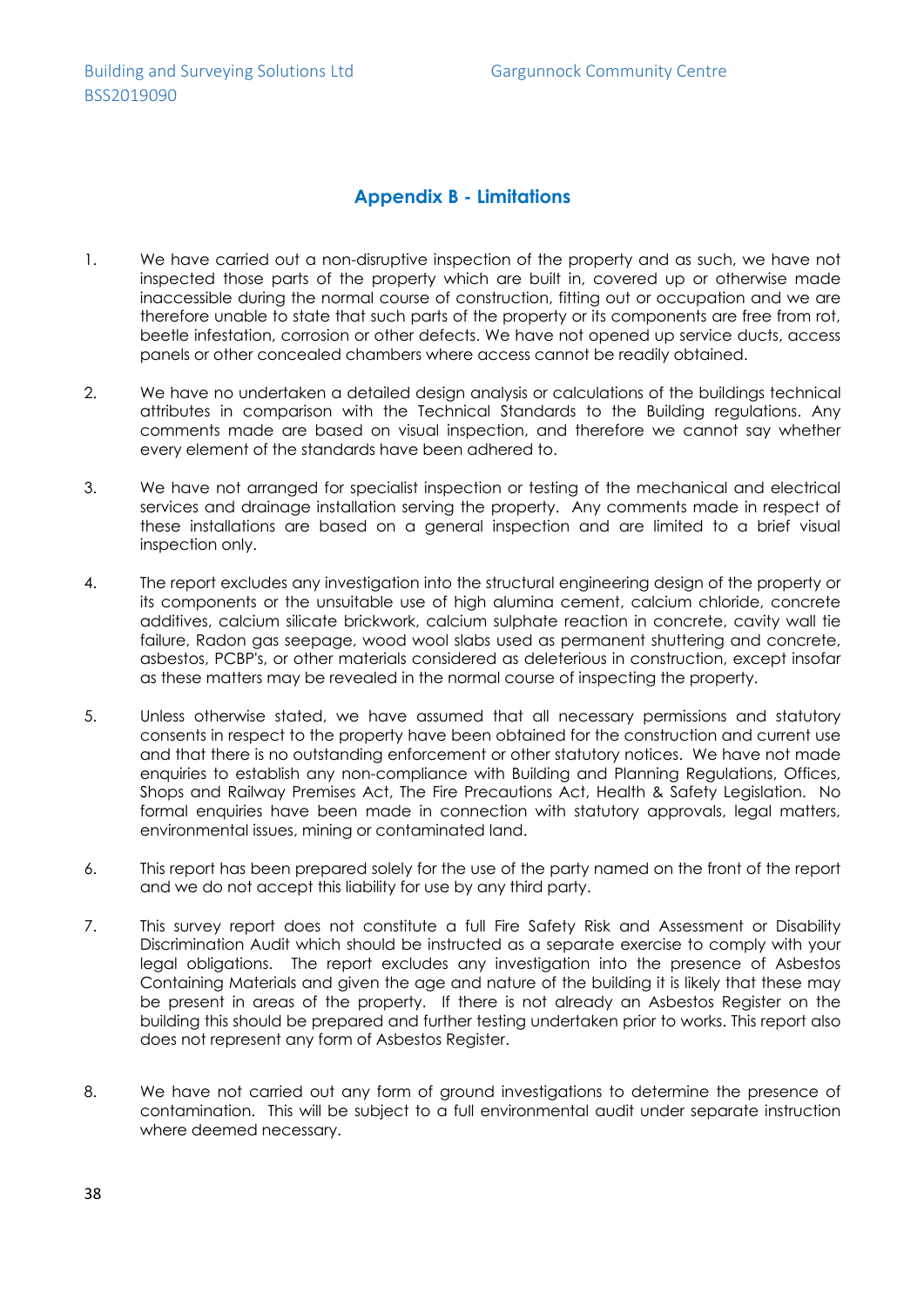## Appendix B - Limitations

1. We have carried out a non-disruptive inspection of the property and as such, we have not inspected those parts of the property which are built in, covered up or otherwise made inaccessible during the normal course of construction, fitting out or occupation and we are therefore unable to state that such parts of the property or its components are free from rot, beetle infestation, corrosion or other defects. We have not opened up service ducts, access panels or other concealed chambers where access cannot be readily obtained.

2. We have no undertaken a detailed design analysis or calculations of the buildings technical attributes in comparison with the Technical Standards to the Building regulations. Any comments made are based on visual inspection, and therefore we cannot say whether every element of the standards have been adhered to.

3. We have not arranged for specialist inspection or testing of the mechanical and electrical services and drainage installation serving the property. Any comments made in respect of these installations are based on a general inspection and are limited to a brief visual inspection only.

4. The report excludes any investigation into the structural engineering design of the property or its components or the unsuitable use of high alumina cement, calcium chloride, concrete additives, calcium silicate brickwork, calcium sulphate reaction in concrete, cavity wall tie failure, Radon gas seepage, wood wool slabs used as permanent shuttering and concrete, asbestos, PCBP's, or other materials considered as deleterious in construction, except insofar as these matters may be revealed in the normal course of inspecting the property.

5. Unless otherwise stated, we have assumed that all necessary permissions and statutory consents in respect to the property have been obtained for the construction and current use and that there is no outstanding enforcement or other statutory notices. We have not made enquiries to establish any non-compliance with Building and Planning Regulations, Offices, Shops and Railway Premises Act, The Fire Precautions Act, Health & Safety Legislation. No formal enquiries have been made in connection with statutory approvals, legal matters, environmental issues, mining or contaminated land.

6. This report has been prepared solely for the use of the party named on the front of the report and we do not accept this liability for use by any third party.

7. This survey report does not constitute a full Fire Safety Risk and Assessment or Disability Discrimination Audit which should be instructed as a separate exercise to comply with your legal obligations. The report excludes any investigation into the presence of Asbestos Containing Materials and given the age and nature of the building it is likely that these may be present in areas of the property. If there is not already an Asbestos Register on the building this should be prepared and further testing undertaken prior to works. This report also does not represent any form of Asbestos Register.

8. We have not carried out any form of ground investigations to determine the presence of contamination. This will be subject to a full environmental audit under separate instruction where deemed necessary.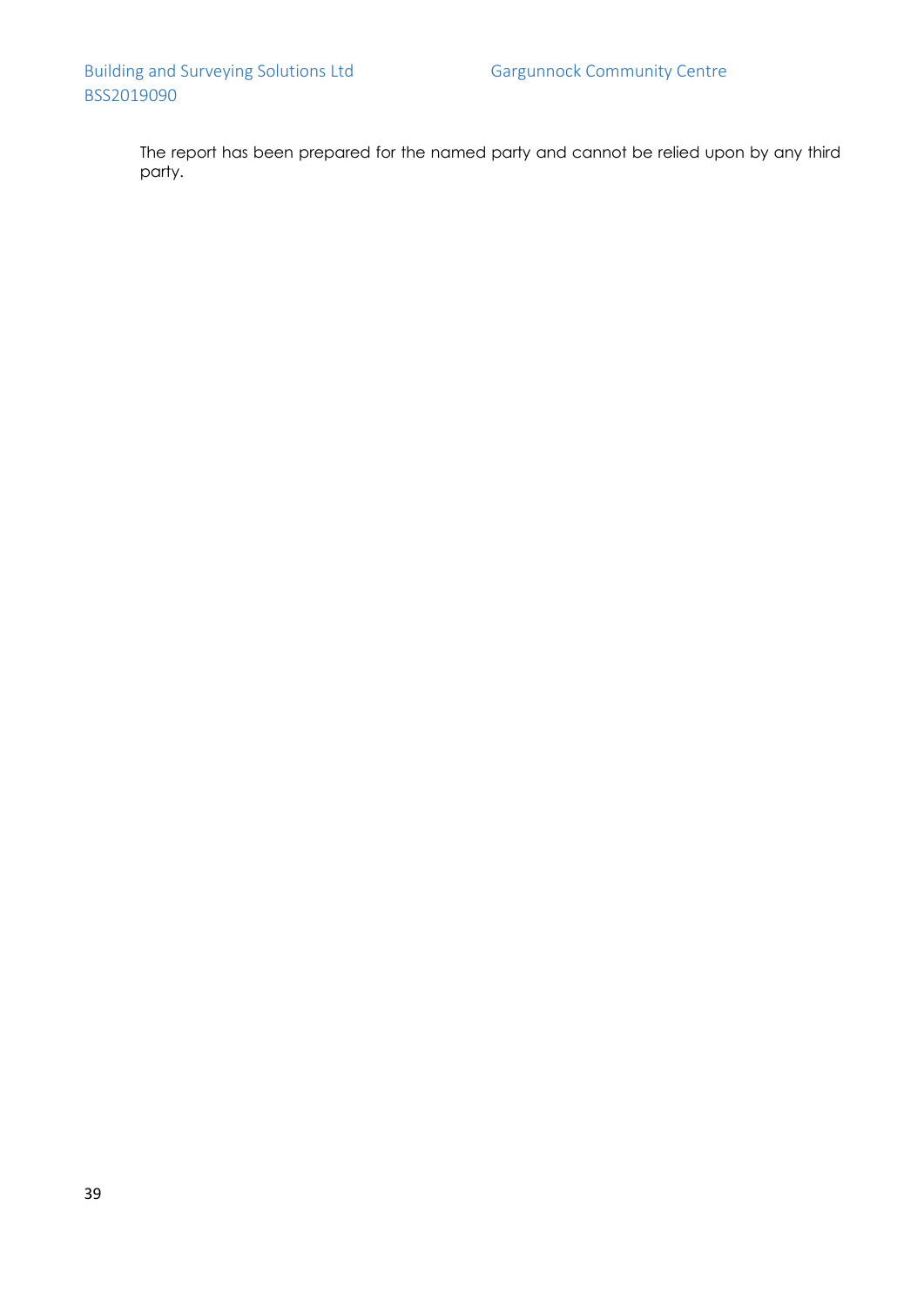The report has been prepared for the named party and cannot be relied upon by any third party.